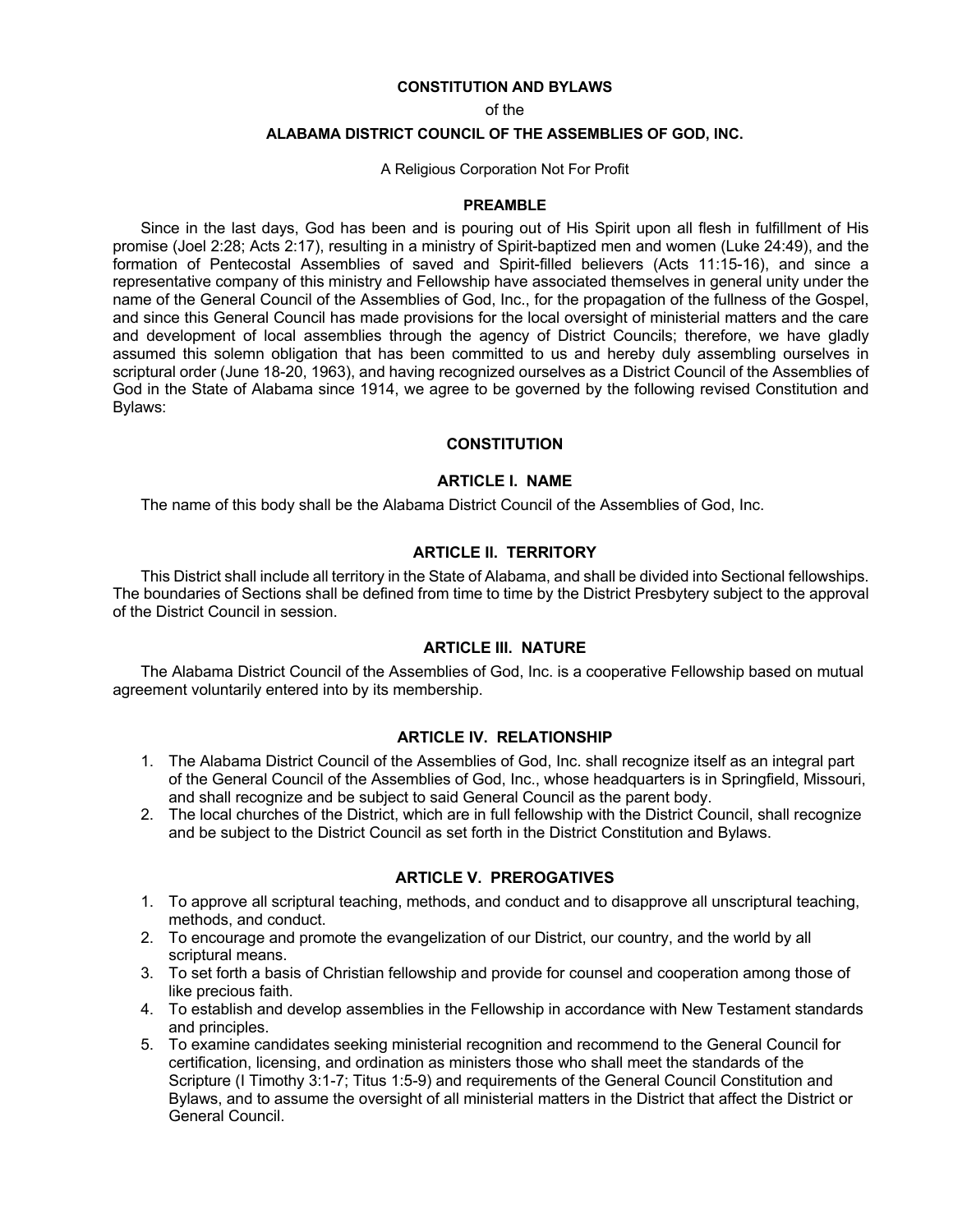**CONSTITUTION AND BYLAWS**

of the

**ALABAMA DISTRICT COUNCIL OF THE ASSEMBLIES OF GOD, INC.**

A Religious Corporation Not For Profit

## PREAMBLE

Since in the last days, God has been and is pouring out of His Spirit upon all flesh in fulfillment of His promise (Joel 2:28; Acts 2:17), resulting in a ministry of Spirit-baptized men and women (Luke 24:49), and the formation of Pentecostal Assemblies of saved and Spirit-filled believers (Acts 11:15-16), and since a representative company of this ministry and Fellowship have associated themselves in general unity under the name of the General Council of the Assemblies of God, Inc., for the propagation of the fullness of the Gospel, and since this General Council has made provisions for the local oversight of ministerial matters and the care and development of local assemblies through the agency of District Councils; therefore, we have gladly assumed this solemn obligation that has been committed to us and hereby duly assembling ourselves in scriptural order (June 18-20, 1963), and having recognized ourselves as a District Council of the Assemblies of God in the State of Alabama since 1914, we agree to be governed by the following revised Constitution and Bylaws:

## CONSTITUTION

### ARTICLE I. NAME

The name of this body shall be the Alabama District Council of the Assemblies of God, Inc.

### ARTICLE II. TERRITORY

This District shall include all territory in the State of Alabama, and shall be divided into Sectional fellowships. The boundaries of Sections shall be defined from time to time by the District Presbytery subject to the approval of the District Council in session.

### ARTICLE III. NATURE

The Alabama District Council of the Assemblies of God, Inc. is a cooperative Fellowship based on mutual agreement voluntarily entered into by its membership.

### ARTICLE IV. RELATIONSHIP

1. The Alabama District Council of the Assemblies of God, Inc. shall recognize itself as an integral part of the General Council of the Assemblies of God, Inc., whose headquarters is in Springfield, Missouri, and shall recognize and be subject to said General Council as the parent body.
2. The local churches of the District, which are in full fellowship with the District Council, shall recognize and be subject to the District Council as set forth in the District Constitution and Bylaws.

### ARTICLE V. PREROGATIVES

1. To approve all scriptural teaching, methods, and conduct and to disapprove all unscriptural teaching, methods, and conduct.
2. To encourage and promote the evangelization of our District, our country, and the world by all scriptural means.
3. To set forth a basis of Christian fellowship and provide for counsel and cooperation among those of like precious faith.
4. To establish and develop assemblies in the Fellowship in accordance with New Testament standards and principles.
5. To examine candidates seeking ministerial recognition and recommend to the General Council for certification, licensing, and ordination as ministers those who shall meet the standards of the Scripture (I Timothy 3:1-7; Titus 1:5-9) and requirements of the General Council Constitution and Bylaws, and to assume the oversight of all ministerial matters in the District that affect the District or General Council.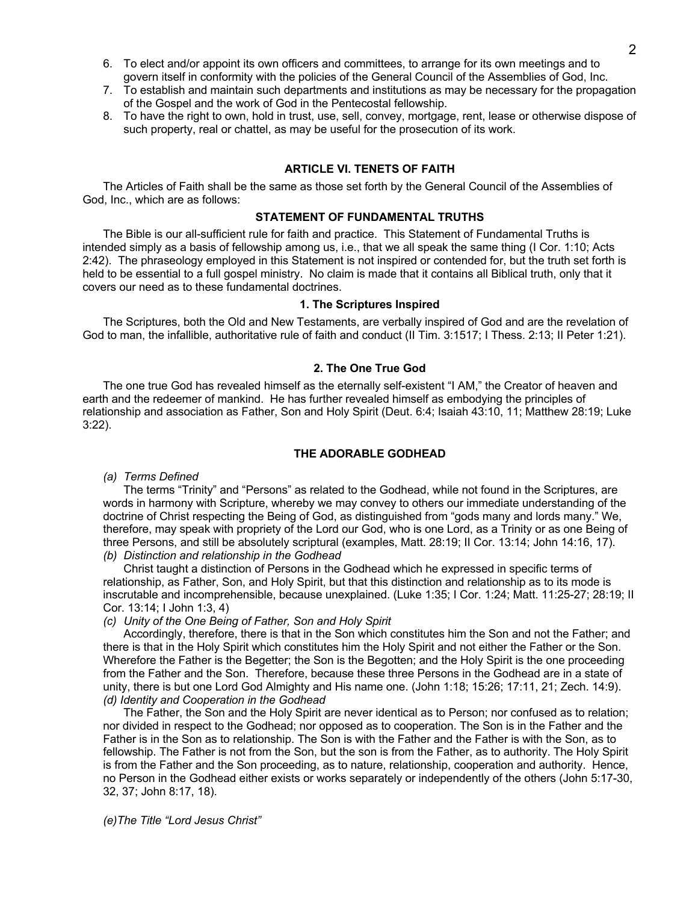6. To elect and/or appoint its own officers and committees, to arrange for its own meetings and to govern itself in conformity with the policies of the General Council of the Assemblies of God, Inc.
7. To establish and maintain such departments and institutions as may be necessary for the propagation of the Gospel and the work of God in the Pentecostal fellowship.
8. To have the right to own, hold in trust, use, sell, convey, mortgage, rent, lease or otherwise dispose of such property, real or chattel, as may be useful for the prosecution of its work.

## ARTICLE VI. TENETS OF FAITH

The Articles of Faith shall be the same as those set forth by the General Council of the Assemblies of God, Inc., which are as follows:

### STATEMENT OF FUNDAMENTAL TRUTHS

The Bible is our all-sufficient rule for faith and practice. This Statement of Fundamental Truths is intended simply as a basis of fellowship among us, i.e., that we all speak the same thing (I Cor. 1:10; Acts 2:42). The phraseology employed in this Statement is not inspired or contended for, but the truth set forth is held to be essential to a full gospel ministry. No claim is made that it contains all Biblical truth, only that it covers our need as to these fundamental doctrines.

#### 1. The Scriptures Inspired

The Scriptures, both the Old and New Testaments, are verbally inspired of God and are the revelation of God to man, the infallible, authoritative rule of faith and conduct (II Tim. 3:1517; I Thess. 2:13; II Peter 1:21).

#### 2. The One True God

The one true God has revealed himself as the eternally self-existent "I AM," the Creator of heaven and earth and the redeemer of mankind. He has further revealed himself as embodying the principles of relationship and association as Father, Son and Holy Spirit (Deut. 6:4; Isaiah 43:10, 11; Matthew 28:19; Luke 3:22).

### THE ADORABLE GODHEAD

*(a) Terms Defined*

The terms "Trinity" and "Persons" as related to the Godhead, while not found in the Scriptures, are words in harmony with Scripture, whereby we may convey to others our immediate understanding of the doctrine of Christ respecting the Being of God, as distinguished from "gods many and lords many." We, therefore, may speak with propriety of the Lord our God, who is one Lord, as a Trinity or as one Being of three Persons, and still be absolutely scriptural (examples, Matt. 28:19; II Cor. 13:14; John 14:16, 17).

*(b) Distinction and relationship in the Godhead*

Christ taught a distinction of Persons in the Godhead which he expressed in specific terms of relationship, as Father, Son, and Holy Spirit, but that this distinction and relationship as to its mode is inscrutable and incomprehensible, because unexplained. (Luke 1:35; I Cor. 1:24; Matt. 11:25-27; 28:19; II Cor. 13:14; I John 1:3, 4)

*(c) Unity of the One Being of Father, Son and Holy Spirit*

Accordingly, therefore, there is that in the Son which constitutes him the Son and not the Father; and there is that in the Holy Spirit which constitutes him the Holy Spirit and not either the Father or the Son. Wherefore the Father is the Begetter; the Son is the Begotten; and the Holy Spirit is the one proceeding from the Father and the Son. Therefore, because these three Persons in the Godhead are in a state of unity, there is but one Lord God Almighty and His name one. (John 1:18; 15:26; 17:11, 21; Zech. 14:9).

*(d) Identity and Cooperation in the Godhead*

The Father, the Son and the Holy Spirit are never identical as to Person; nor confused as to relation; nor divided in respect to the Godhead; nor opposed as to cooperation. The Son is in the Father and the Father is in the Son as to relationship. The Son is with the Father and the Father is with the Son, as to fellowship. The Father is not from the Son, but the son is from the Father, as to authority. The Holy Spirit is from the Father and the Son proceeding, as to nature, relationship, cooperation and authority. Hence, no Person in the Godhead either exists or works separately or independently of the others (John 5:17-30, 32, 37; John 8:17, 18).

*(e)The Title "Lord Jesus Christ"*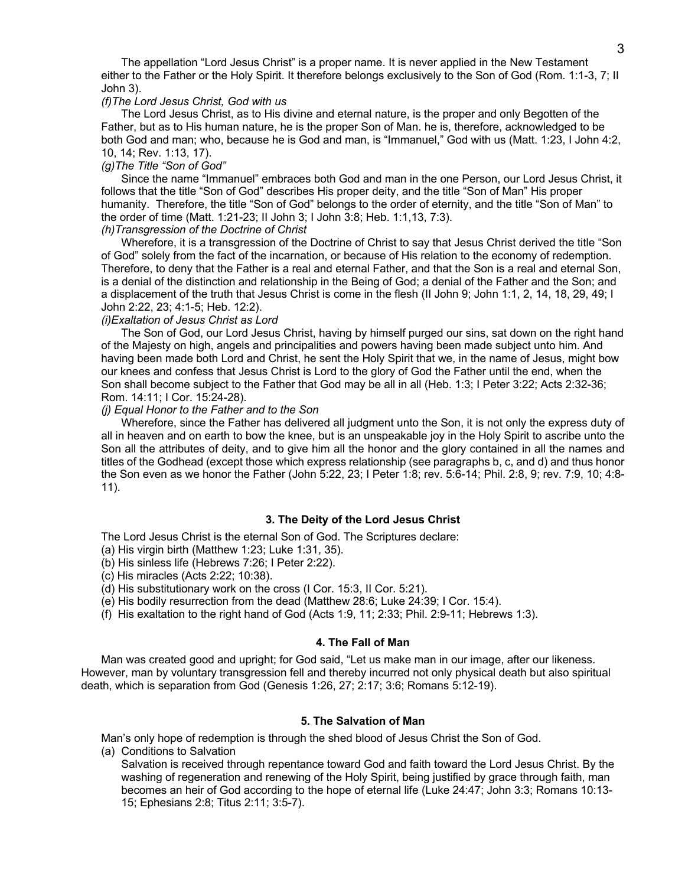The appellation “Lord Jesus Christ” is a proper name. It is never applied in the New Testament either to the Father or the Holy Spirit. It therefore belongs exclusively to the Son of God (Rom. 1:1-3, 7; II John 3).

*(f)The Lord Jesus Christ, God with us*

The Lord Jesus Christ, as to His divine and eternal nature, is the proper and only Begotten of the Father, but as to His human nature, he is the proper Son of Man. he is, therefore, acknowledged to be both God and man; who, because he is God and man, is “Immanuel,” God with us (Matt. 1:23, I John 4:2, 10, 14; Rev. 1:13, 17).

*(g)The Title “Son of God”*

Since the name “Immanuel” embraces both God and man in the one Person, our Lord Jesus Christ, it follows that the title “Son of God” describes His proper deity, and the title “Son of Man” His proper humanity. Therefore, the title “Son of God” belongs to the order of eternity, and the title “Son of Man” to the order of time (Matt. 1:21-23; II John 3; I John 3:8; Heb. 1:1,13, 7:3).

*(h)Transgression of the Doctrine of Christ*

Wherefore, it is a transgression of the Doctrine of Christ to say that Jesus Christ derived the title “Son of God” solely from the fact of the incarnation, or because of His relation to the economy of redemption. Therefore, to deny that the Father is a real and eternal Father, and that the Son is a real and eternal Son, is a denial of the distinction and relationship in the Being of God; a denial of the Father and the Son; and a displacement of the truth that Jesus Christ is come in the flesh (II John 9; John 1:1, 2, 14, 18, 29, 49; I John 2:22, 23; 4:1-5; Heb. 12:2).

*(i)Exaltation of Jesus Christ as Lord*

The Son of God, our Lord Jesus Christ, having by himself purged our sins, sat down on the right hand of the Majesty on high, angels and principalities and powers having been made subject unto him. And having been made both Lord and Christ, he sent the Holy Spirit that we, in the name of Jesus, might bow our knees and confess that Jesus Christ is Lord to the glory of God the Father until the end, when the Son shall become subject to the Father that God may be all in all (Heb. 1:3; I Peter 3:22; Acts 2:32-36; Rom. 14:11; I Cor. 15:24-28).

*(j) Equal Honor to the Father and to the Son*

Wherefore, since the Father has delivered all judgment unto the Son, it is not only the express duty of all in heaven and on earth to bow the knee, but is an unspeakable joy in the Holy Spirit to ascribe unto the Son all the attributes of deity, and to give him all the honor and the glory contained in all the names and titles of the Godhead (except those which express relationship (see paragraphs b, c, and d) and thus honor the Son even as we honor the Father (John 5:22, 23; I Peter 1:8; rev. 5:6-14; Phil. 2:8, 9; rev. 7:9, 10; 4:8-11).

## 3. The Deity of the Lord Jesus Christ

The Lord Jesus Christ is the eternal Son of God. The Scriptures declare:

(a) His virgin birth (Matthew 1:23; Luke 1:31, 35).
(b) His sinless life (Hebrews 7:26; I Peter 2:22).
(c) His miracles (Acts 2:22; 10:38).
(d) His substitutionary work on the cross (I Cor. 15:3, II Cor. 5:21).
(e) His bodily resurrection from the dead (Matthew 28:6; Luke 24:39; I Cor. 15:4).
(f) His exaltation to the right hand of God (Acts 1:9, 11; 2:33; Phil. 2:9-11; Hebrews 1:3).

## 4. The Fall of Man

Man was created good and upright; for God said, “Let us make man in our image, after our likeness. However, man by voluntary transgression fell and thereby incurred not only physical death but also spiritual death, which is separation from God (Genesis 1:26, 27; 2:17; 3:6; Romans 5:12-19).

## 5. The Salvation of Man

Man’s only hope of redemption is through the shed blood of Jesus Christ the Son of God.

(a) Conditions to Salvation

Salvation is received through repentance toward God and faith toward the Lord Jesus Christ. By the washing of regeneration and renewing of the Holy Spirit, being justified by grace through faith, man becomes an heir of God according to the hope of eternal life (Luke 24:47; John 3:3; Romans 10:13-15; Ephesians 2:8; Titus 2:11; 3:5-7).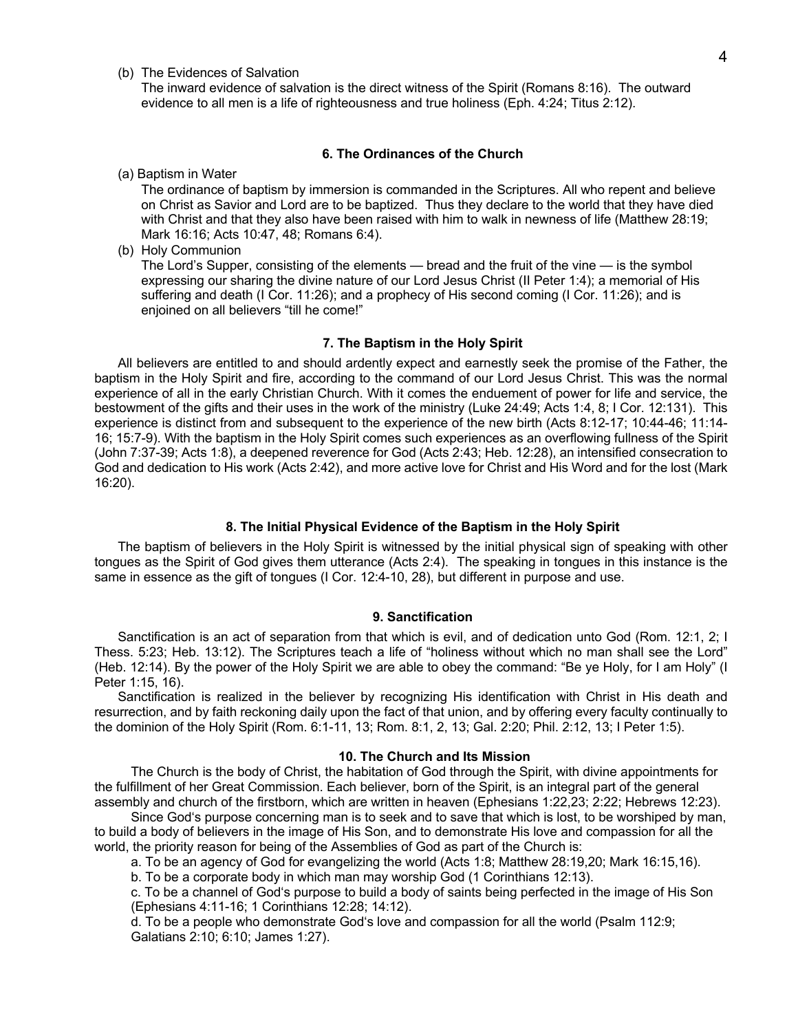(b) The Evidences of Salvation

The inward evidence of salvation is the direct witness of the Spirit (Romans 8:16). The outward evidence to all men is a life of righteousness and true holiness (Eph. 4:24; Titus 2:12).

### 6. The Ordinances of the Church

(a) Baptism in Water

The ordinance of baptism by immersion is commanded in the Scriptures. All who repent and believe on Christ as Savior and Lord are to be baptized. Thus they declare to the world that they have died with Christ and that they also have been raised with him to walk in newness of life (Matthew 28:19; Mark 16:16; Acts 10:47, 48; Romans 6:4).

(b) Holy Communion

The Lord's Supper, consisting of the elements — bread and the fruit of the vine — is the symbol expressing our sharing the divine nature of our Lord Jesus Christ (II Peter 1:4); a memorial of His suffering and death (I Cor. 11:26); and a prophecy of His second coming (I Cor. 11:26); and is enjoined on all believers "till he come!"

### 7. The Baptism in the Holy Spirit

All believers are entitled to and should ardently expect and earnestly seek the promise of the Father, the baptism in the Holy Spirit and fire, according to the command of our Lord Jesus Christ. This was the normal experience of all in the early Christian Church. With it comes the enduement of power for life and service, the bestowment of the gifts and their uses in the work of the ministry (Luke 24:49; Acts 1:4, 8; I Cor. 12:131). This experience is distinct from and subsequent to the experience of the new birth (Acts 8:12-17; 10:44-46; 11:14-16; 15:7-9). With the baptism in the Holy Spirit comes such experiences as an overflowing fullness of the Spirit (John 7:37-39; Acts 1:8), a deepened reverence for God (Acts 2:43; Heb. 12:28), an intensified consecration to God and dedication to His work (Acts 2:42), and more active love for Christ and His Word and for the lost (Mark 16:20).

### 8. The Initial Physical Evidence of the Baptism in the Holy Spirit

The baptism of believers in the Holy Spirit is witnessed by the initial physical sign of speaking with other tongues as the Spirit of God gives them utterance (Acts 2:4). The speaking in tongues in this instance is the same in essence as the gift of tongues (I Cor. 12:4-10, 28), but different in purpose and use.

### 9. Sanctification

Sanctification is an act of separation from that which is evil, and of dedication unto God (Rom. 12:1, 2; I Thess. 5:23; Heb. 13:12). The Scriptures teach a life of "holiness without which no man shall see the Lord" (Heb. 12:14). By the power of the Holy Spirit we are able to obey the command: "Be ye Holy, for I am Holy" (I Peter 1:15, 16).

Sanctification is realized in the believer by recognizing His identification with Christ in His death and resurrection, and by faith reckoning daily upon the fact of that union, and by offering every faculty continually to the dominion of the Holy Spirit (Rom. 6:1-11, 13; Rom. 8:1, 2, 13; Gal. 2:20; Phil. 2:12, 13; I Peter 1:5).

### 10. The Church and Its Mission

The Church is the body of Christ, the habitation of God through the Spirit, with divine appointments for the fulfillment of her Great Commission. Each believer, born of the Spirit, is an integral part of the general assembly and church of the firstborn, which are written in heaven (Ephesians 1:22,23; 2:22; Hebrews 12:23).

Since God's purpose concerning man is to seek and to save that which is lost, to be worshiped by man, to build a body of believers in the image of His Son, and to demonstrate His love and compassion for all the world, the priority reason for being of the Assemblies of God as part of the Church is:

a. To be an agency of God for evangelizing the world (Acts 1:8; Matthew 28:19,20; Mark 16:15,16).

b. To be a corporate body in which man may worship God (1 Corinthians 12:13).

c. To be a channel of God's purpose to build a body of saints being perfected in the image of His Son (Ephesians 4:11-16; 1 Corinthians 12:28; 14:12).

d. To be a people who demonstrate God's love and compassion for all the world (Psalm 112:9; Galatians 2:10; 6:10; James 1:27).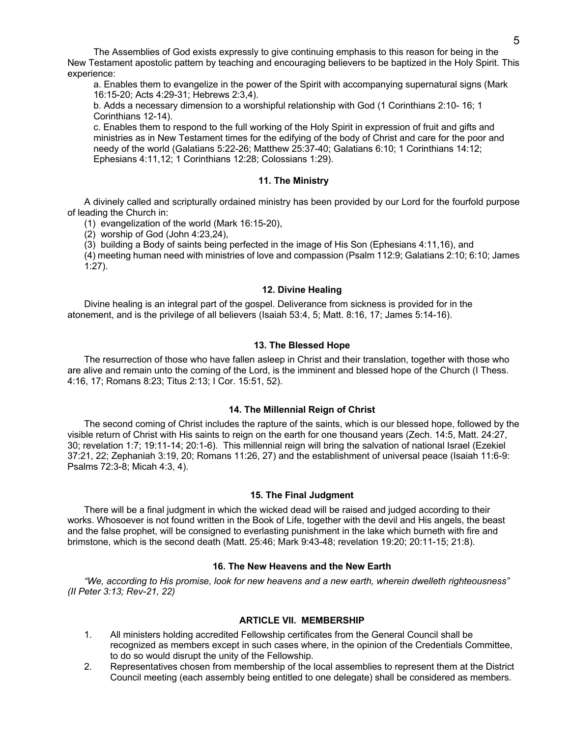The Assemblies of God exists expressly to give continuing emphasis to this reason for being in the New Testament apostolic pattern by teaching and encouraging believers to be baptized in the Holy Spirit. This experience:

a. Enables them to evangelize in the power of the Spirit with accompanying supernatural signs (Mark 16:15-20; Acts 4:29-31; Hebrews 2:3,4).

b. Adds a necessary dimension to a worshipful relationship with God (1 Corinthians 2:10- 16; 1 Corinthians 12-14).

c. Enables them to respond to the full working of the Holy Spirit in expression of fruit and gifts and ministries as in New Testament times for the edifying of the body of Christ and care for the poor and needy of the world (Galatians 5:22-26; Matthew 25:37-40; Galatians 6:10; 1 Corinthians 14:12; Ephesians 4:11,12; 1 Corinthians 12:28; Colossians 1:29).

### 11. The Ministry

A divinely called and scripturally ordained ministry has been provided by our Lord for the fourfold purpose of leading the Church in:

(1) evangelization of the world (Mark 16:15-20),

(2) worship of God (John 4:23,24),

(3) building a Body of saints being perfected in the image of His Son (Ephesians 4:11,16), and

(4) meeting human need with ministries of love and compassion (Psalm 112:9; Galatians 2:10; 6:10; James 1:27).

### 12. Divine Healing

Divine healing is an integral part of the gospel. Deliverance from sickness is provided for in the atonement, and is the privilege of all believers (Isaiah 53:4, 5; Matt. 8:16, 17; James 5:14-16).

### 13. The Blessed Hope

The resurrection of those who have fallen asleep in Christ and their translation, together with those who are alive and remain unto the coming of the Lord, is the imminent and blessed hope of the Church (I Thess. 4:16, 17; Romans 8:23; Titus 2:13; I Cor. 15:51, 52).

### 14. The Millennial Reign of Christ

The second coming of Christ includes the rapture of the saints, which is our blessed hope, followed by the visible return of Christ with His saints to reign on the earth for one thousand years (Zech. 14:5, Matt. 24:27, 30; revelation 1:7; 19:11-14; 20:1-6). This millennial reign will bring the salvation of national Israel (Ezekiel 37:21, 22; Zephaniah 3:19, 20; Romans 11:26, 27) and the establishment of universal peace (Isaiah 11:6-9: Psalms 72:3-8; Micah 4:3, 4).

### 15. The Final Judgment

There will be a final judgment in which the wicked dead will be raised and judged according to their works. Whosoever is not found written in the Book of Life, together with the devil and His angels, the beast and the false prophet, will be consigned to everlasting punishment in the lake which burneth with fire and brimstone, which is the second death (Matt. 25:46; Mark 9:43-48; revelation 19:20; 20:11-15; 21:8).

### 16. The New Heavens and the New Earth

*"We, according to His promise, look for new heavens and a new earth, wherein dwelleth righteousness" (II Peter 3:13; Rev-21, 22)*

## ARTICLE VII. MEMBERSHIP

1. All ministers holding accredited Fellowship certificates from the General Council shall be recognized as members except in such cases where, in the opinion of the Credentials Committee, to do so would disrupt the unity of the Fellowship.
2. Representatives chosen from membership of the local assemblies to represent them at the District Council meeting (each assembly being entitled to one delegate) shall be considered as members.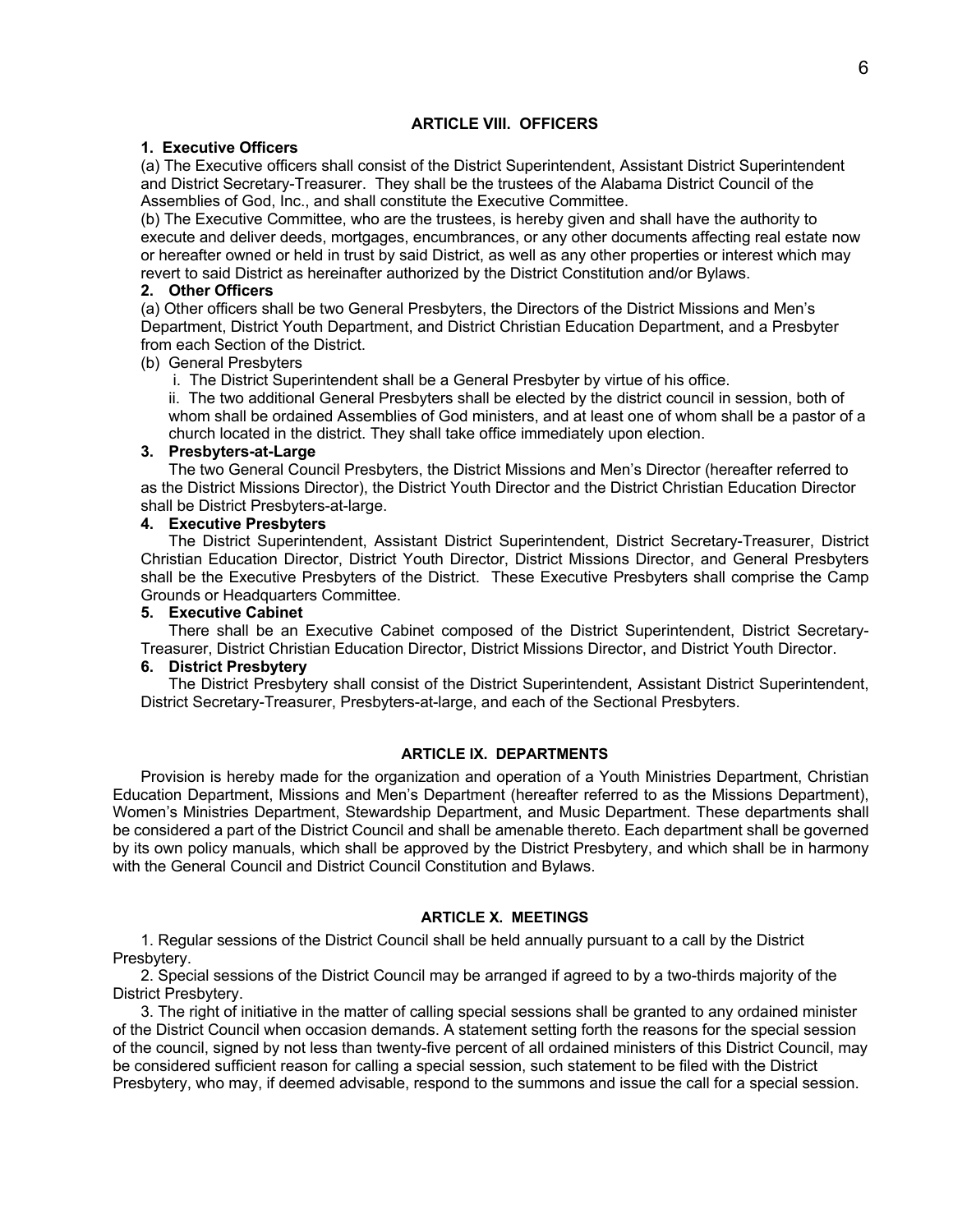## ARTICLE VIII. OFFICERS

### 1. Executive Officers

(a) The Executive officers shall consist of the District Superintendent, Assistant District Superintendent and District Secretary-Treasurer. They shall be the trustees of the Alabama District Council of the Assemblies of God, Inc., and shall constitute the Executive Committee.

(b) The Executive Committee, who are the trustees, is hereby given and shall have the authority to execute and deliver deeds, mortgages, encumbrances, or any other documents affecting real estate now or hereafter owned or held in trust by said District, as well as any other properties or interest which may revert to said District as hereinafter authorized by the District Constitution and/or Bylaws.

### 2. Other Officers

(a) Other officers shall be two General Presbyters, the Directors of the District Missions and Men's Department, District Youth Department, and District Christian Education Department, and a Presbyter from each Section of the District.

(b) General Presbyters

i. The District Superintendent shall be a General Presbyter by virtue of his office.

ii. The two additional General Presbyters shall be elected by the district council in session, both of whom shall be ordained Assemblies of God ministers, and at least one of whom shall be a pastor of a church located in the district. They shall take office immediately upon election.

### 3. Presbyters-at-Large

The two General Council Presbyters, the District Missions and Men's Director (hereafter referred to as the District Missions Director), the District Youth Director and the District Christian Education Director shall be District Presbyters-at-large.

### 4. Executive Presbyters

The District Superintendent, Assistant District Superintendent, District Secretary-Treasurer, District Christian Education Director, District Youth Director, District Missions Director, and General Presbyters shall be the Executive Presbyters of the District. These Executive Presbyters shall comprise the Camp Grounds or Headquarters Committee.

### 5. Executive Cabinet

There shall be an Executive Cabinet composed of the District Superintendent, District Secretary-Treasurer, District Christian Education Director, District Missions Director, and District Youth Director.

### 6. District Presbytery

The District Presbytery shall consist of the District Superintendent, Assistant District Superintendent, District Secretary-Treasurer, Presbyters-at-large, and each of the Sectional Presbyters.

## ARTICLE IX. DEPARTMENTS

Provision is hereby made for the organization and operation of a Youth Ministries Department, Christian Education Department, Missions and Men's Department (hereafter referred to as the Missions Department), Women's Ministries Department, Stewardship Department, and Music Department. These departments shall be considered a part of the District Council and shall be amenable thereto. Each department shall be governed by its own policy manuals, which shall be approved by the District Presbytery, and which shall be in harmony with the General Council and District Council Constitution and Bylaws.

## ARTICLE X. MEETINGS

1. Regular sessions of the District Council shall be held annually pursuant to a call by the District Presbytery.

2. Special sessions of the District Council may be arranged if agreed to by a two-thirds majority of the District Presbytery.

3. The right of initiative in the matter of calling special sessions shall be granted to any ordained minister of the District Council when occasion demands. A statement setting forth the reasons for the special session of the council, signed by not less than twenty-five percent of all ordained ministers of this District Council, may be considered sufficient reason for calling a special session, such statement to be filed with the District Presbytery, who may, if deemed advisable, respond to the summons and issue the call for a special session.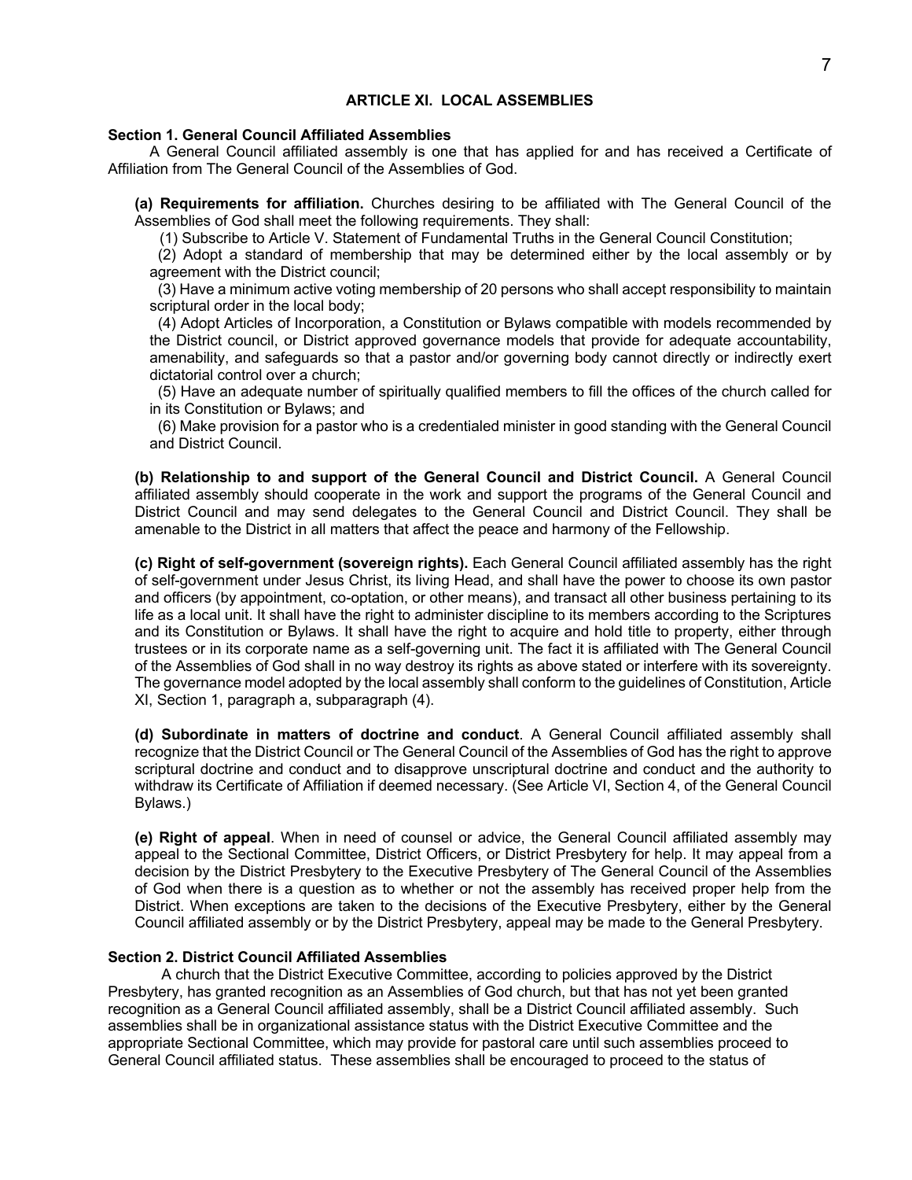## ARTICLE XI. LOCAL ASSEMBLIES

### Section 1. General Council Affiliated Assemblies

A General Council affiliated assembly is one that has applied for and has received a Certificate of Affiliation from The General Council of the Assemblies of God.

**(a) Requirements for affiliation.** Churches desiring to be affiliated with The General Council of the Assemblies of God shall meet the following requirements. They shall:

(1) Subscribe to Article V. Statement of Fundamental Truths in the General Council Constitution;

(2) Adopt a standard of membership that may be determined either by the local assembly or by agreement with the District council;

(3) Have a minimum active voting membership of 20 persons who shall accept responsibility to maintain scriptural order in the local body;

(4) Adopt Articles of Incorporation, a Constitution or Bylaws compatible with models recommended by the District council, or District approved governance models that provide for adequate accountability, amenability, and safeguards so that a pastor and/or governing body cannot directly or indirectly exert dictatorial control over a church;

(5) Have an adequate number of spiritually qualified members to fill the offices of the church called for in its Constitution or Bylaws; and

(6) Make provision for a pastor who is a credentialed minister in good standing with the General Council and District Council.

**(b) Relationship to and support of the General Council and District Council.** A General Council affiliated assembly should cooperate in the work and support the programs of the General Council and District Council and may send delegates to the General Council and District Council. They shall be amenable to the District in all matters that affect the peace and harmony of the Fellowship.

**(c) Right of self-government (sovereign rights).** Each General Council affiliated assembly has the right of self-government under Jesus Christ, its living Head, and shall have the power to choose its own pastor and officers (by appointment, co-optation, or other means), and transact all other business pertaining to its life as a local unit. It shall have the right to administer discipline to its members according to the Scriptures and its Constitution or Bylaws. It shall have the right to acquire and hold title to property, either through trustees or in its corporate name as a self-governing unit. The fact it is affiliated with The General Council of the Assemblies of God shall in no way destroy its rights as above stated or interfere with its sovereignty. The governance model adopted by the local assembly shall conform to the guidelines of Constitution, Article XI, Section 1, paragraph a, subparagraph (4).

**(d) Subordinate in matters of doctrine and conduct**. A General Council affiliated assembly shall recognize that the District Council or The General Council of the Assemblies of God has the right to approve scriptural doctrine and conduct and to disapprove unscriptural doctrine and conduct and the authority to withdraw its Certificate of Affiliation if deemed necessary. (See Article VI, Section 4, of the General Council Bylaws.)

**(e) Right of appeal**. When in need of counsel or advice, the General Council affiliated assembly may appeal to the Sectional Committee, District Officers, or District Presbytery for help. It may appeal from a decision by the District Presbytery to the Executive Presbytery of The General Council of the Assemblies of God when there is a question as to whether or not the assembly has received proper help from the District. When exceptions are taken to the decisions of the Executive Presbytery, either by the General Council affiliated assembly or by the District Presbytery, appeal may be made to the General Presbytery.

### Section 2. District Council Affiliated Assemblies

A church that the District Executive Committee, according to policies approved by the District Presbytery, has granted recognition as an Assemblies of God church, but that has not yet been granted recognition as a General Council affiliated assembly, shall be a District Council affiliated assembly. Such assemblies shall be in organizational assistance status with the District Executive Committee and the appropriate Sectional Committee, which may provide for pastoral care until such assemblies proceed to General Council affiliated status. These assemblies shall be encouraged to proceed to the status of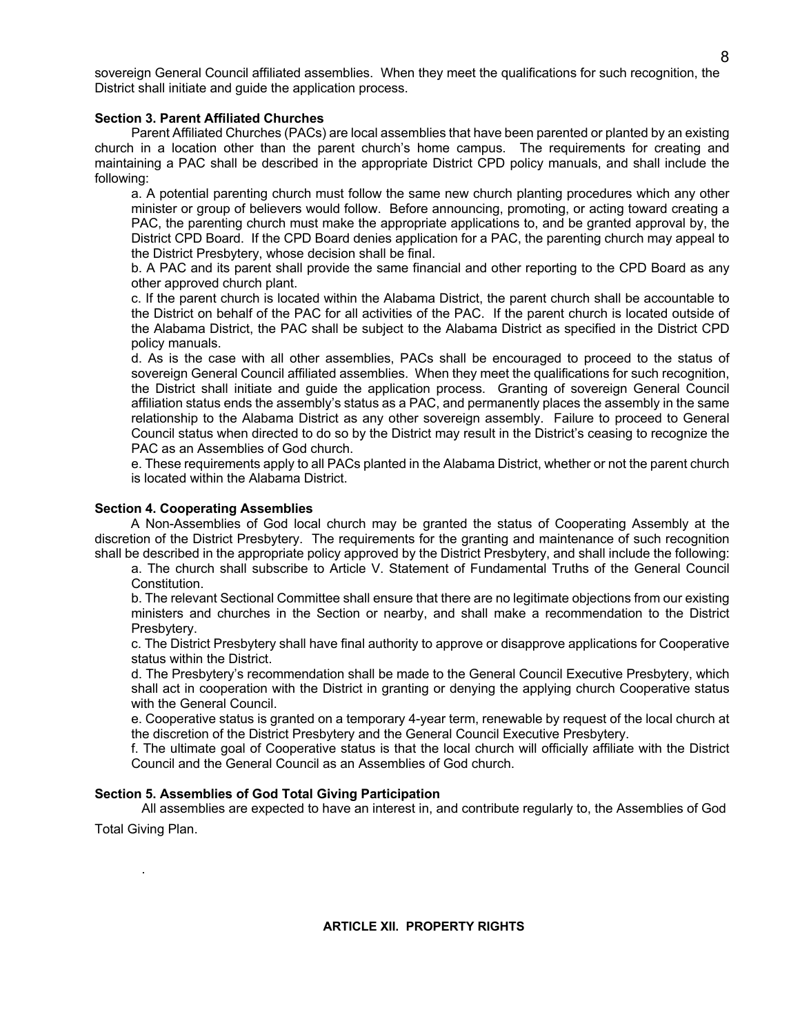sovereign General Council affiliated assemblies. When they meet the qualifications for such recognition, the District shall initiate and guide the application process.

**Section 3. Parent Affiliated Churches**

Parent Affiliated Churches (PACs) are local assemblies that have been parented or planted by an existing church in a location other than the parent church's home campus. The requirements for creating and maintaining a PAC shall be described in the appropriate District CPD policy manuals, and shall include the following:

a. A potential parenting church must follow the same new church planting procedures which any other minister or group of believers would follow. Before announcing, promoting, or acting toward creating a PAC, the parenting church must make the appropriate applications to, and be granted approval by, the District CPD Board. If the CPD Board denies application for a PAC, the parenting church may appeal to the District Presbytery, whose decision shall be final.

b. A PAC and its parent shall provide the same financial and other reporting to the CPD Board as any other approved church plant.

c. If the parent church is located within the Alabama District, the parent church shall be accountable to the District on behalf of the PAC for all activities of the PAC. If the parent church is located outside of the Alabama District, the PAC shall be subject to the Alabama District as specified in the District CPD policy manuals.

d. As is the case with all other assemblies, PACs shall be encouraged to proceed to the status of sovereign General Council affiliated assemblies. When they meet the qualifications for such recognition, the District shall initiate and guide the application process. Granting of sovereign General Council affiliation status ends the assembly's status as a PAC, and permanently places the assembly in the same relationship to the Alabama District as any other sovereign assembly. Failure to proceed to General Council status when directed to do so by the District may result in the District's ceasing to recognize the PAC as an Assemblies of God church.

e. These requirements apply to all PACs planted in the Alabama District, whether or not the parent church is located within the Alabama District.

**Section 4. Cooperating Assemblies**

A Non-Assemblies of God local church may be granted the status of Cooperating Assembly at the discretion of the District Presbytery. The requirements for the granting and maintenance of such recognition shall be described in the appropriate policy approved by the District Presbytery, and shall include the following:

a. The church shall subscribe to Article V. Statement of Fundamental Truths of the General Council Constitution.

b. The relevant Sectional Committee shall ensure that there are no legitimate objections from our existing ministers and churches in the Section or nearby, and shall make a recommendation to the District Presbytery.

c. The District Presbytery shall have final authority to approve or disapprove applications for Cooperative status within the District.

d. The Presbytery's recommendation shall be made to the General Council Executive Presbytery, which shall act in cooperation with the District in granting or denying the applying church Cooperative status with the General Council.

e. Cooperative status is granted on a temporary 4-year term, renewable by request of the local church at the discretion of the District Presbytery and the General Council Executive Presbytery.

f. The ultimate goal of Cooperative status is that the local church will officially affiliate with the District Council and the General Council as an Assemblies of God church.

**Section 5. Assemblies of God Total Giving Participation**

All assemblies are expected to have an interest in, and contribute regularly to, the Assemblies of God Total Giving Plan.

## ARTICLE XII. PROPERTY RIGHTS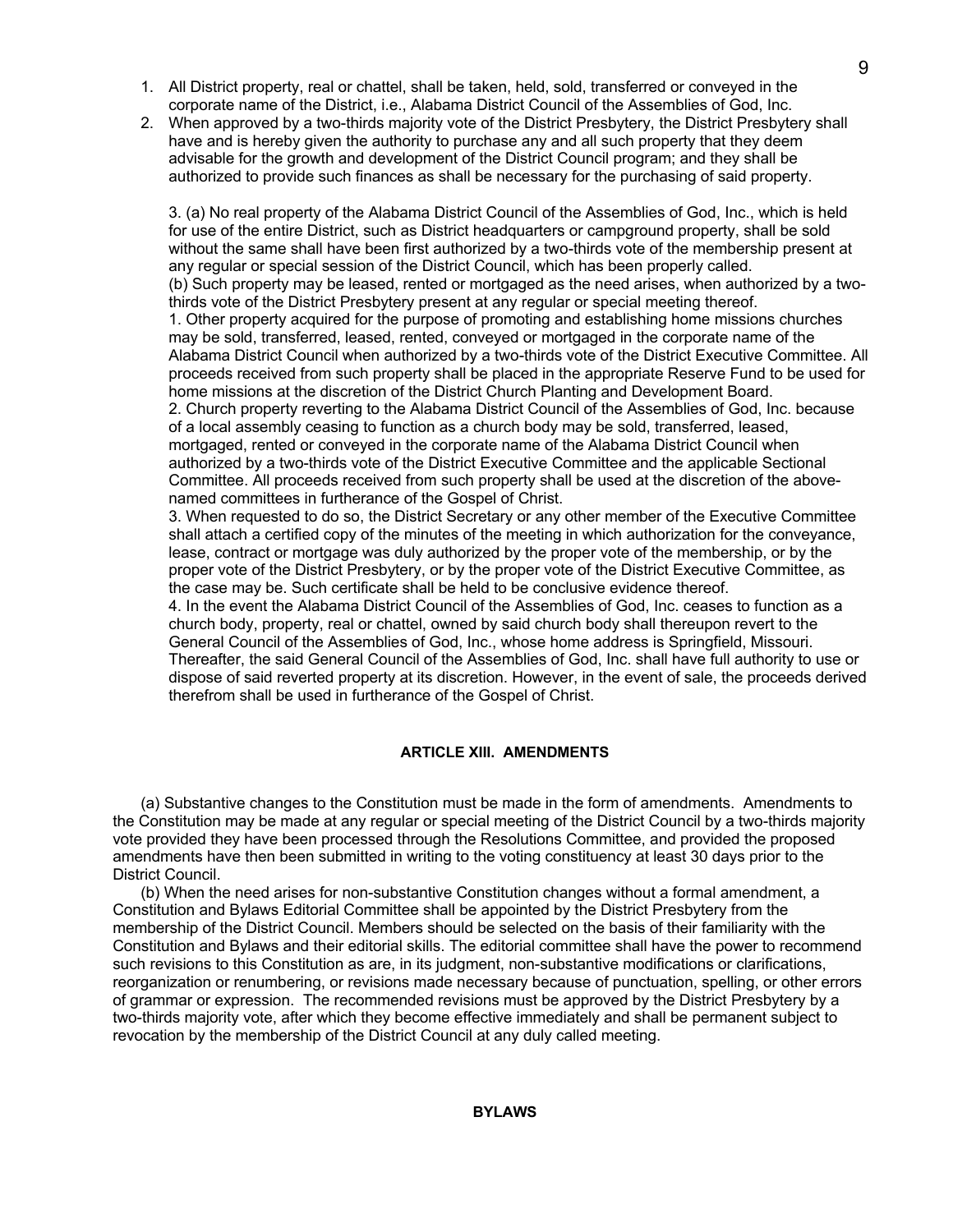1. All District property, real or chattel, shall be taken, held, sold, transferred or conveyed in the corporate name of the District, i.e., Alabama District Council of the Assemblies of God, Inc.
2. When approved by a two-thirds majority vote of the District Presbytery, the District Presbytery shall have and is hereby given the authority to purchase any and all such property that they deem advisable for the growth and development of the District Council program; and they shall be authorized to provide such finances as shall be necessary for the purchasing of said property.

3. (a) No real property of the Alabama District Council of the Assemblies of God, Inc., which is held for use of the entire District, such as District headquarters or campground property, shall be sold without the same shall have been first authorized by a two-thirds vote of the membership present at any regular or special session of the District Council, which has been properly called.
(b) Such property may be leased, rented or mortgaged as the need arises, when authorized by a two-thirds vote of the District Presbytery present at any regular or special meeting thereof.
1. Other property acquired for the purpose of promoting and establishing home missions churches may be sold, transferred, leased, rented, conveyed or mortgaged in the corporate name of the Alabama District Council when authorized by a two-thirds vote of the District Executive Committee. All proceeds received from such property shall be placed in the appropriate Reserve Fund to be used for home missions at the discretion of the District Church Planting and Development Board.
2. Church property reverting to the Alabama District Council of the Assemblies of God, Inc. because of a local assembly ceasing to function as a church body may be sold, transferred, leased, mortgaged, rented or conveyed in the corporate name of the Alabama District Council when authorized by a two-thirds vote of the District Executive Committee and the applicable Sectional Committee. All proceeds received from such property shall be used at the discretion of the above-named committees in furtherance of the Gospel of Christ.
3. When requested to do so, the District Secretary or any other member of the Executive Committee shall attach a certified copy of the minutes of the meeting in which authorization for the conveyance, lease, contract or mortgage was duly authorized by the proper vote of the membership, or by the proper vote of the District Presbytery, or by the proper vote of the District Executive Committee, as the case may be. Such certificate shall be held to be conclusive evidence thereof.
4. In the event the Alabama District Council of the Assemblies of God, Inc. ceases to function as a church body, property, real or chattel, owned by said church body shall thereupon revert to the General Council of the Assemblies of God, Inc., whose home address is Springfield, Missouri. Thereafter, the said General Council of the Assemblies of God, Inc. shall have full authority to use or dispose of said reverted property at its discretion. However, in the event of sale, the proceeds derived therefrom shall be used in furtherance of the Gospel of Christ.

## ARTICLE XIII. AMENDMENTS

(a) Substantive changes to the Constitution must be made in the form of amendments. Amendments to the Constitution may be made at any regular or special meeting of the District Council by a two-thirds majority vote provided they have been processed through the Resolutions Committee, and provided the proposed amendments have then been submitted in writing to the voting constituency at least 30 days prior to the District Council.

(b) When the need arises for non-substantive Constitution changes without a formal amendment, a Constitution and Bylaws Editorial Committee shall be appointed by the District Presbytery from the membership of the District Council. Members should be selected on the basis of their familiarity with the Constitution and Bylaws and their editorial skills. The editorial committee shall have the power to recommend such revisions to this Constitution as are, in its judgment, non-substantive modifications or clarifications, reorganization or renumbering, or revisions made necessary because of punctuation, spelling, or other errors of grammar or expression. The recommended revisions must be approved by the District Presbytery by a two-thirds majority vote, after which they become effective immediately and shall be permanent subject to revocation by the membership of the District Council at any duly called meeting.

# BYLAWS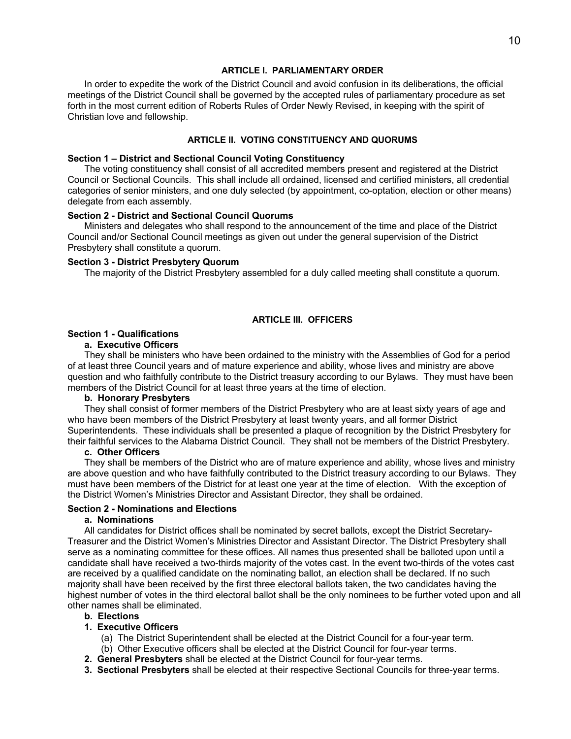## ARTICLE I. PARLIAMENTARY ORDER

In order to expedite the work of the District Council and avoid confusion in its deliberations, the official meetings of the District Council shall be governed by the accepted rules of parliamentary procedure as set forth in the most current edition of Roberts Rules of Order Newly Revised, in keeping with the spirit of Christian love and fellowship.

## ARTICLE II. VOTING CONSTITUENCY AND QUORUMS

### Section 1 – District and Sectional Council Voting Constituency

The voting constituency shall consist of all accredited members present and registered at the District Council or Sectional Councils. This shall include all ordained, licensed and certified ministers, all credential categories of senior ministers, and one duly selected (by appointment, co-optation, election or other means) delegate from each assembly.

### Section 2 - District and Sectional Council Quorums

Ministers and delegates who shall respond to the announcement of the time and place of the District Council and/or Sectional Council meetings as given out under the general supervision of the District Presbytery shall constitute a quorum.

### Section 3 - District Presbytery Quorum

The majority of the District Presbytery assembled for a duly called meeting shall constitute a quorum.

## ARTICLE III. OFFICERS

### Section 1 - Qualifications

**a. Executive Officers**

They shall be ministers who have been ordained to the ministry with the Assemblies of God for a period of at least three Council years and of mature experience and ability, whose lives and ministry are above question and who faithfully contribute to the District treasury according to our Bylaws. They must have been members of the District Council for at least three years at the time of election.

**b. Honorary Presbyters**

They shall consist of former members of the District Presbytery who are at least sixty years of age and who have been members of the District Presbytery at least twenty years, and all former District Superintendents. These individuals shall be presented a plaque of recognition by the District Presbytery for their faithful services to the Alabama District Council. They shall not be members of the District Presbytery.

**c. Other Officers**

They shall be members of the District who are of mature experience and ability, whose lives and ministry are above question and who have faithfully contributed to the District treasury according to our Bylaws. They must have been members of the District for at least one year at the time of election. With the exception of the District Women's Ministries Director and Assistant Director, they shall be ordained.

### Section 2 - Nominations and Elections

**a. Nominations**

All candidates for District offices shall be nominated by secret ballots, except the District Secretary-Treasurer and the District Women's Ministries Director and Assistant Director. The District Presbytery shall serve as a nominating committee for these offices. All names thus presented shall be balloted upon until a candidate shall have received a two-thirds majority of the votes cast. In the event two-thirds of the votes cast are received by a qualified candidate on the nominating ballot, an election shall be declared. If no such majority shall have been received by the first three electoral ballots taken, the two candidates having the highest number of votes in the third electoral ballot shall be the only nominees to be further voted upon and all other names shall be eliminated.

**b. Elections**

**1. Executive Officers**

(a) The District Superintendent shall be elected at the District Council for a four-year term.

(b) Other Executive officers shall be elected at the District Council for four-year terms.

**2. General Presbyters** shall be elected at the District Council for four-year terms.

**3. Sectional Presbyters** shall be elected at their respective Sectional Councils for three-year terms.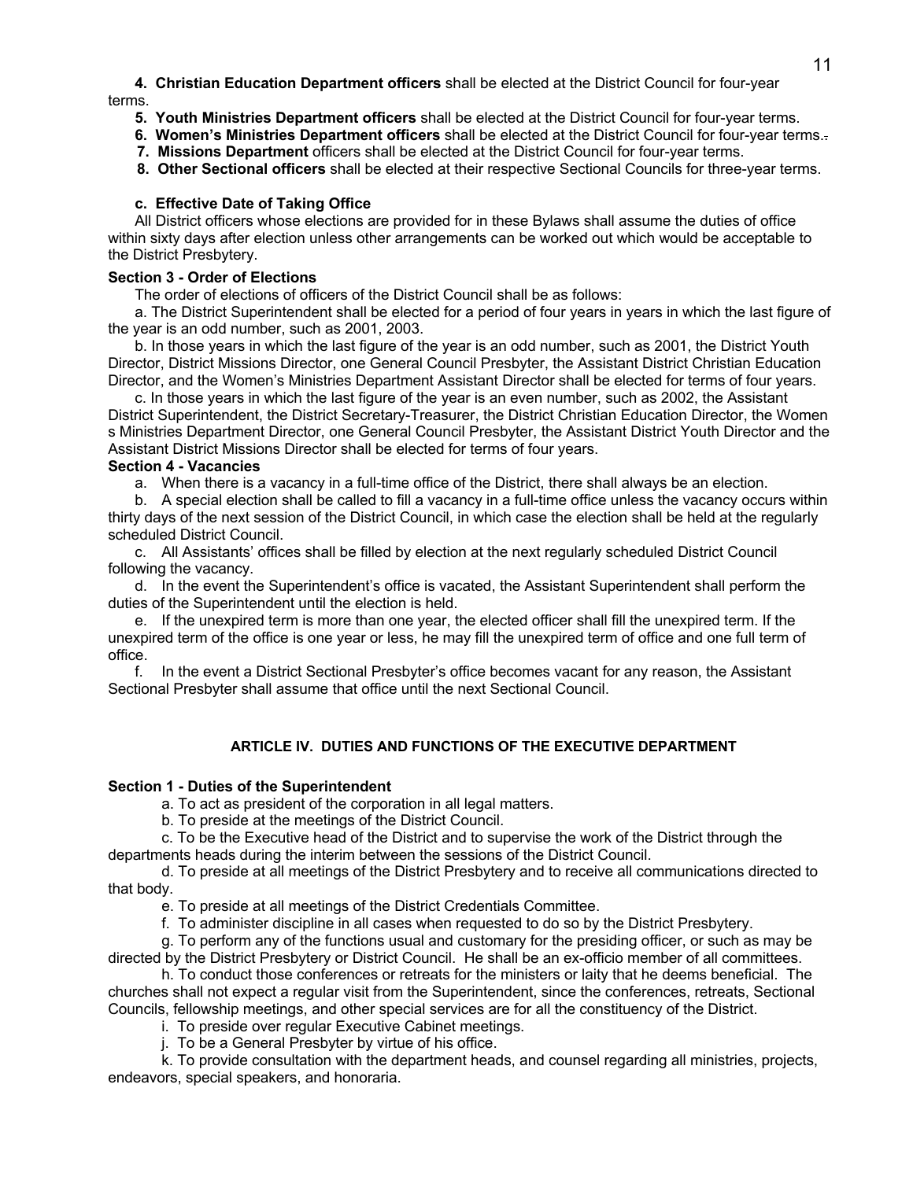**4. Christian Education Department officers** shall be elected at the District Council for four-year terms.

**5. Youth Ministries Department officers** shall be elected at the District Council for four-year terms.

**6. Women's Ministries Department officers** shall be elected at the District Council for four-year terms.

**7. Missions Department** officers shall be elected at the District Council for four-year terms.

**8. Other Sectional officers** shall be elected at their respective Sectional Councils for three-year terms.

**c. Effective Date of Taking Office**

All District officers whose elections are provided for in these Bylaws shall assume the duties of office within sixty days after election unless other arrangements can be worked out which would be acceptable to the District Presbytery.

**Section 3 - Order of Elections**

The order of elections of officers of the District Council shall be as follows:

a. The District Superintendent shall be elected for a period of four years in years in which the last figure of the year is an odd number, such as 2001, 2003.

b. In those years in which the last figure of the year is an odd number, such as 2001, the District Youth Director, District Missions Director, one General Council Presbyter, the Assistant District Christian Education Director, and the Women's Ministries Department Assistant Director shall be elected for terms of four years.

c. In those years in which the last figure of the year is an even number, such as 2002, the Assistant District Superintendent, the District Secretary-Treasurer, the District Christian Education Director, the Women s Ministries Department Director, one General Council Presbyter, the Assistant District Youth Director and the Assistant District Missions Director shall be elected for terms of four years.

**Section 4 - Vacancies**

a. When there is a vacancy in a full-time office of the District, there shall always be an election.

b. A special election shall be called to fill a vacancy in a full-time office unless the vacancy occurs within thirty days of the next session of the District Council, in which case the election shall be held at the regularly scheduled District Council.

c. All Assistants' offices shall be filled by election at the next regularly scheduled District Council following the vacancy.

d. In the event the Superintendent's office is vacated, the Assistant Superintendent shall perform the duties of the Superintendent until the election is held.

e. If the unexpired term is more than one year, the elected officer shall fill the unexpired term. If the unexpired term of the office is one year or less, he may fill the unexpired term of office and one full term of office.

f. In the event a District Sectional Presbyter's office becomes vacant for any reason, the Assistant Sectional Presbyter shall assume that office until the next Sectional Council.

## ARTICLE IV. DUTIES AND FUNCTIONS OF THE EXECUTIVE DEPARTMENT

**Section 1 - Duties of the Superintendent**

a. To act as president of the corporation in all legal matters.

b. To preside at the meetings of the District Council.

c. To be the Executive head of the District and to supervise the work of the District through the departments heads during the interim between the sessions of the District Council.

d. To preside at all meetings of the District Presbytery and to receive all communications directed to that body.

e. To preside at all meetings of the District Credentials Committee.

f. To administer discipline in all cases when requested to do so by the District Presbytery.

g. To perform any of the functions usual and customary for the presiding officer, or such as may be directed by the District Presbytery or District Council. He shall be an ex-officio member of all committees.

h. To conduct those conferences or retreats for the ministers or laity that he deems beneficial. The churches shall not expect a regular visit from the Superintendent, since the conferences, retreats, Sectional Councils, fellowship meetings, and other special services are for all the constituency of the District.

i. To preside over regular Executive Cabinet meetings.

j. To be a General Presbyter by virtue of his office.

k. To provide consultation with the department heads, and counsel regarding all ministries, projects, endeavors, special speakers, and honoraria.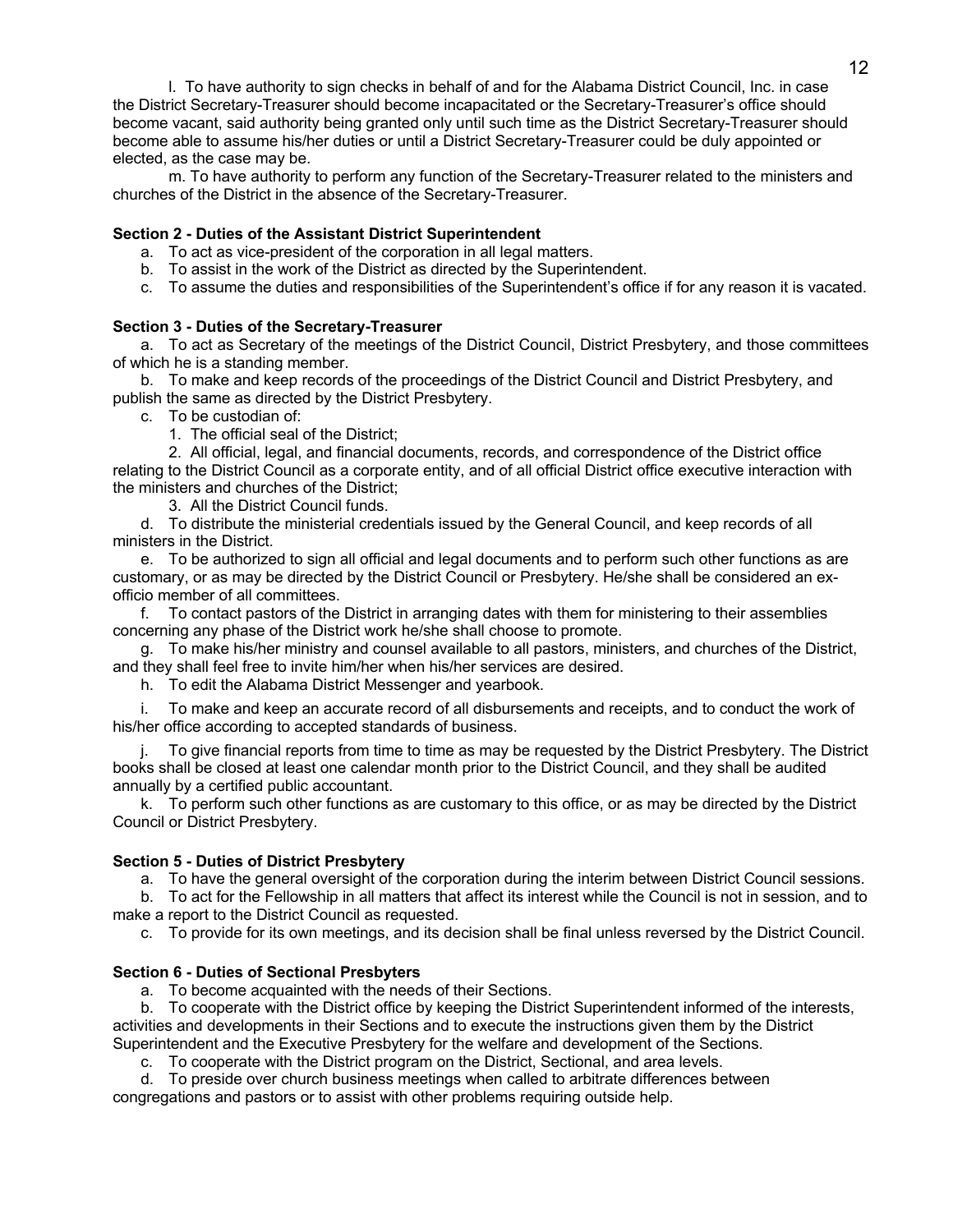l. To have authority to sign checks in behalf of and for the Alabama District Council, Inc. in case the District Secretary-Treasurer should become incapacitated or the Secretary-Treasurer's office should become vacant, said authority being granted only until such time as the District Secretary-Treasurer should become able to assume his/her duties or until a District Secretary-Treasurer could be duly appointed or elected, as the case may be.

m. To have authority to perform any function of the Secretary-Treasurer related to the ministers and churches of the District in the absence of the Secretary-Treasurer.

**Section 2 - Duties of the Assistant District Superintendent**

a. To act as vice-president of the corporation in all legal matters.
b. To assist in the work of the District as directed by the Superintendent.
c. To assume the duties and responsibilities of the Superintendent's office if for any reason it is vacated.

**Section 3 - Duties of the Secretary-Treasurer**

a. To act as Secretary of the meetings of the District Council, District Presbytery, and those committees of which he is a standing member.

b. To make and keep records of the proceedings of the District Council and District Presbytery, and publish the same as directed by the District Presbytery.

c. To be custodian of:

1. The official seal of the District;

2. All official, legal, and financial documents, records, and correspondence of the District office relating to the District Council as a corporate entity, and of all official District office executive interaction with the ministers and churches of the District;

3. All the District Council funds.

d. To distribute the ministerial credentials issued by the General Council, and keep records of all ministers in the District.

e. To be authorized to sign all official and legal documents and to perform such other functions as are customary, or as may be directed by the District Council or Presbytery. He/she shall be considered an ex-officio member of all committees.

f. To contact pastors of the District in arranging dates with them for ministering to their assemblies concerning any phase of the District work he/she shall choose to promote.

g. To make his/her ministry and counsel available to all pastors, ministers, and churches of the District, and they shall feel free to invite him/her when his/her services are desired.

h. To edit the Alabama District Messenger and yearbook.

i. To make and keep an accurate record of all disbursements and receipts, and to conduct the work of his/her office according to accepted standards of business.

j. To give financial reports from time to time as may be requested by the District Presbytery. The District books shall be closed at least one calendar month prior to the District Council, and they shall be audited annually by a certified public accountant.

k. To perform such other functions as are customary to this office, or as may be directed by the District Council or District Presbytery.

**Section 5 - Duties of District Presbytery**

a. To have the general oversight of the corporation during the interim between District Council sessions.

b. To act for the Fellowship in all matters that affect its interest while the Council is not in session, and to make a report to the District Council as requested.

c. To provide for its own meetings, and its decision shall be final unless reversed by the District Council.

**Section 6 - Duties of Sectional Presbyters**

a. To become acquainted with the needs of their Sections.

b. To cooperate with the District office by keeping the District Superintendent informed of the interests, activities and developments in their Sections and to execute the instructions given them by the District Superintendent and the Executive Presbytery for the welfare and development of the Sections.

c. To cooperate with the District program on the District, Sectional, and area levels.

d. To preside over church business meetings when called to arbitrate differences between congregations and pastors or to assist with other problems requiring outside help.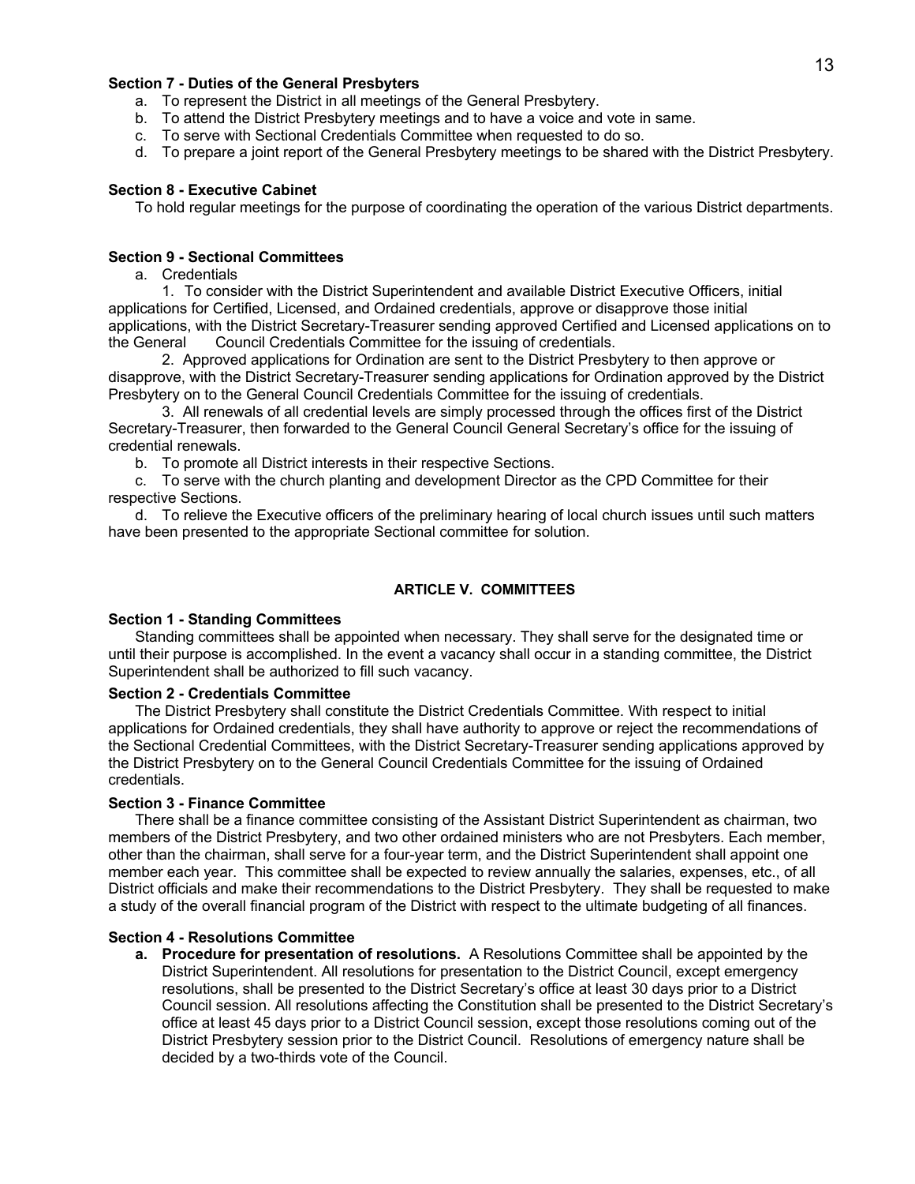**Section 7 - Duties of the General Presbyters**

a. To represent the District in all meetings of the General Presbytery.
b. To attend the District Presbytery meetings and to have a voice and vote in same.
c. To serve with Sectional Credentials Committee when requested to do so.
d. To prepare a joint report of the General Presbytery meetings to be shared with the District Presbytery.

**Section 8 - Executive Cabinet**

To hold regular meetings for the purpose of coordinating the operation of the various District departments.

**Section 9 - Sectional Committees**

a. Credentials

1. To consider with the District Superintendent and available District Executive Officers, initial applications for Certified, Licensed, and Ordained credentials, approve or disapprove those initial applications, with the District Secretary-Treasurer sending approved Certified and Licensed applications on to the General Council Credentials Committee for the issuing of credentials.

2. Approved applications for Ordination are sent to the District Presbytery to then approve or disapprove, with the District Secretary-Treasurer sending applications for Ordination approved by the District Presbytery on to the General Council Credentials Committee for the issuing of credentials.

3. All renewals of all credential levels are simply processed through the offices first of the District Secretary-Treasurer, then forwarded to the General Council General Secretary's office for the issuing of credential renewals.

b. To promote all District interests in their respective Sections.

c. To serve with the church planting and development Director as the CPD Committee for their respective Sections.

d. To relieve the Executive officers of the preliminary hearing of local church issues until such matters have been presented to the appropriate Sectional committee for solution.

## ARTICLE V. COMMITTEES

**Section 1 - Standing Committees**

Standing committees shall be appointed when necessary. They shall serve for the designated time or until their purpose is accomplished. In the event a vacancy shall occur in a standing committee, the District Superintendent shall be authorized to fill such vacancy.

**Section 2 - Credentials Committee**

The District Presbytery shall constitute the District Credentials Committee. With respect to initial applications for Ordained credentials, they shall have authority to approve or reject the recommendations of the Sectional Credential Committees, with the District Secretary-Treasurer sending applications approved by the District Presbytery on to the General Council Credentials Committee for the issuing of Ordained credentials.

**Section 3 - Finance Committee**

There shall be a finance committee consisting of the Assistant District Superintendent as chairman, two members of the District Presbytery, and two other ordained ministers who are not Presbyters. Each member, other than the chairman, shall serve for a four-year term, and the District Superintendent shall appoint one member each year. This committee shall be expected to review annually the salaries, expenses, etc., of all District officials and make their recommendations to the District Presbytery. They shall be requested to make a study of the overall financial program of the District with respect to the ultimate budgeting of all finances.

**Section 4 - Resolutions Committee**

a. **Procedure for presentation of resolutions.** A Resolutions Committee shall be appointed by the District Superintendent. All resolutions for presentation to the District Council, except emergency resolutions, shall be presented to the District Secretary's office at least 30 days prior to a District Council session. All resolutions affecting the Constitution shall be presented to the District Secretary's office at least 45 days prior to a District Council session, except those resolutions coming out of the District Presbytery session prior to the District Council. Resolutions of emergency nature shall be decided by a two-thirds vote of the Council.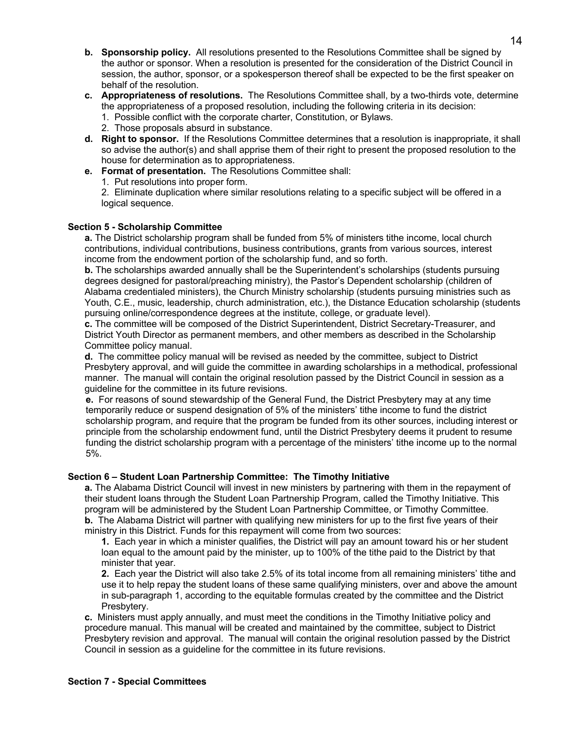**b. Sponsorship policy.** All resolutions presented to the Resolutions Committee shall be signed by the author or sponsor. When a resolution is presented for the consideration of the District Council in session, the author, sponsor, or a spokesperson thereof shall be expected to be the first speaker on behalf of the resolution.

**c. Appropriateness of resolutions.** The Resolutions Committee shall, by a two-thirds vote, determine the appropriateness of a proposed resolution, including the following criteria in its decision:

1. Possible conflict with the corporate charter, Constitution, or Bylaws.
2. Those proposals absurd in substance.

**d. Right to sponsor.** If the Resolutions Committee determines that a resolution is inappropriate, it shall so advise the author(s) and shall apprise them of their right to present the proposed resolution to the house for determination as to appropriateness.

**e. Format of presentation.** The Resolutions Committee shall:

1. Put resolutions into proper form.
2. Eliminate duplication where similar resolutions relating to a specific subject will be offered in a logical sequence.

### Section 5 - Scholarship Committee

**a.** The District scholarship program shall be funded from 5% of ministers tithe income, local church contributions, individual contributions, business contributions, grants from various sources, interest income from the endowment portion of the scholarship fund, and so forth.

**b.** The scholarships awarded annually shall be the Superintendent's scholarships (students pursuing degrees designed for pastoral/preaching ministry), the Pastor's Dependent scholarship (children of Alabama credentialed ministers), the Church Ministry scholarship (students pursuing ministries such as Youth, C.E., music, leadership, church administration, etc.), the Distance Education scholarship (students pursuing online/correspondence degrees at the institute, college, or graduate level).

**c.** The committee will be composed of the District Superintendent, District Secretary-Treasurer, and District Youth Director as permanent members, and other members as described in the Scholarship Committee policy manual.

**d.** The committee policy manual will be revised as needed by the committee, subject to District Presbytery approval, and will guide the committee in awarding scholarships in a methodical, professional manner. The manual will contain the original resolution passed by the District Council in session as a guideline for the committee in its future revisions.

**e.** For reasons of sound stewardship of the General Fund, the District Presbytery may at any time temporarily reduce or suspend designation of 5% of the ministers' tithe income to fund the district scholarship program, and require that the program be funded from its other sources, including interest or principle from the scholarship endowment fund, until the District Presbytery deems it prudent to resume funding the district scholarship program with a percentage of the ministers' tithe income up to the normal 5%.

### Section 6 – Student Loan Partnership Committee: The Timothy Initiative

**a.** The Alabama District Council will invest in new ministers by partnering with them in the repayment of their student loans through the Student Loan Partnership Program, called the Timothy Initiative. This program will be administered by the Student Loan Partnership Committee, or Timothy Committee.

**b.** The Alabama District will partner with qualifying new ministers for up to the first five years of their ministry in this District. Funds for this repayment will come from two sources:

**1.** Each year in which a minister qualifies, the District will pay an amount toward his or her student loan equal to the amount paid by the minister, up to 100% of the tithe paid to the District by that minister that year.

**2.** Each year the District will also take 2.5% of its total income from all remaining ministers' tithe and use it to help repay the student loans of these same qualifying ministers, over and above the amount in sub-paragraph 1, according to the equitable formulas created by the committee and the District Presbytery.

**c.** Ministers must apply annually, and must meet the conditions in the Timothy Initiative policy and procedure manual. This manual will be created and maintained by the committee, subject to District Presbytery revision and approval. The manual will contain the original resolution passed by the District Council in session as a guideline for the committee in its future revisions.

### Section 7 - Special Committees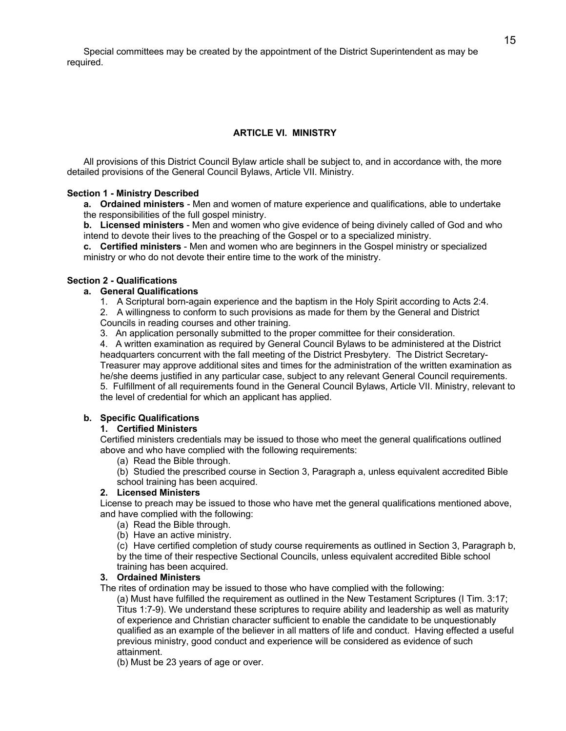Special committees may be created by the appointment of the District Superintendent as may be required.

## ARTICLE VI. MINISTRY

All provisions of this District Council Bylaw article shall be subject to, and in accordance with, the more detailed provisions of the General Council Bylaws, Article VII. Ministry.

### Section 1 - Ministry Described

**a. Ordained ministers** - Men and women of mature experience and qualifications, able to undertake the responsibilities of the full gospel ministry.

**b. Licensed ministers** - Men and women who give evidence of being divinely called of God and who intend to devote their lives to the preaching of the Gospel or to a specialized ministry.

**c. Certified ministers** - Men and women who are beginners in the Gospel ministry or specialized ministry or who do not devote their entire time to the work of the ministry.

### Section 2 - Qualifications

**a. General Qualifications**

1. A Scriptural born-again experience and the baptism in the Holy Spirit according to Acts 2:4.
2. A willingness to conform to such provisions as made for them by the General and District Councils in reading courses and other training.
3. An application personally submitted to the proper committee for their consideration.
4. A written examination as required by General Council Bylaws to be administered at the District headquarters concurrent with the fall meeting of the District Presbytery. The District Secretary-Treasurer may approve additional sites and times for the administration of the written examination as he/she deems justified in any particular case, subject to any relevant General Council requirements.
5. Fulfillment of all requirements found in the General Council Bylaws, Article VII. Ministry, relevant to the level of credential for which an applicant has applied.

**b. Specific Qualifications**

**1. Certified Ministers**

Certified ministers credentials may be issued to those who meet the general qualifications outlined above and who have complied with the following requirements:

(a) Read the Bible through.

(b) Studied the prescribed course in Section 3, Paragraph a, unless equivalent accredited Bible school training has been acquired.

**2. Licensed Ministers**

License to preach may be issued to those who have met the general qualifications mentioned above, and have complied with the following:

(a) Read the Bible through.

(b) Have an active ministry.

(c) Have certified completion of study course requirements as outlined in Section 3, Paragraph b, by the time of their respective Sectional Councils, unless equivalent accredited Bible school training has been acquired.

**3. Ordained Ministers**

The rites of ordination may be issued to those who have complied with the following:

(a) Must have fulfilled the requirement as outlined in the New Testament Scriptures (I Tim. 3:17; Titus 1:7-9). We understand these scriptures to require ability and leadership as well as maturity of experience and Christian character sufficient to enable the candidate to be unquestionably qualified as an example of the believer in all matters of life and conduct. Having effected a useful previous ministry, good conduct and experience will be considered as evidence of such attainment.

(b) Must be 23 years of age or over.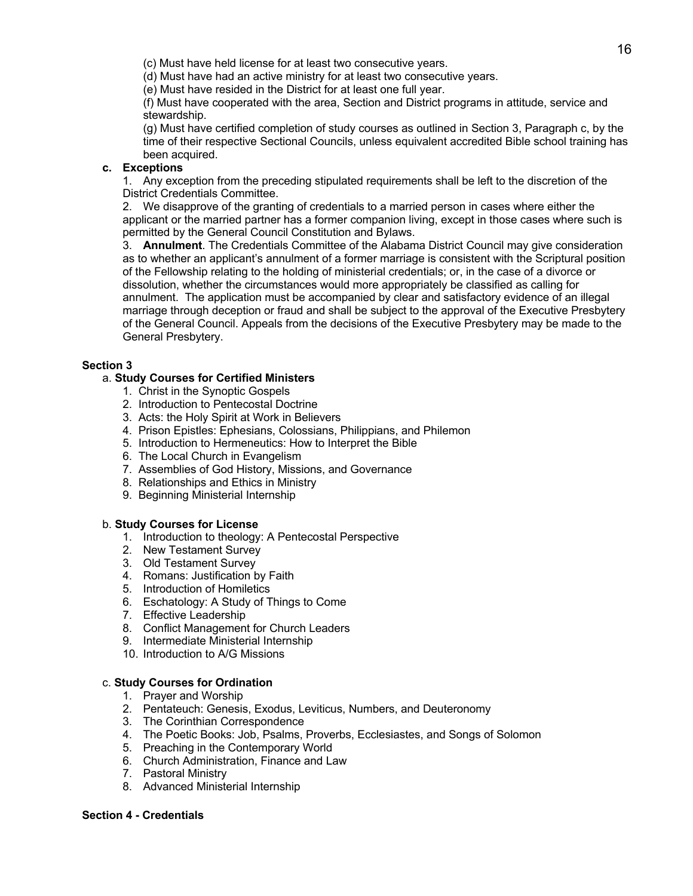(c) Must have held license for at least two consecutive years.

(d) Must have had an active ministry for at least two consecutive years.

(e) Must have resided in the District for at least one full year.

(f) Must have cooperated with the area, Section and District programs in attitude, service and stewardship.

(g) Must have certified completion of study courses as outlined in Section 3, Paragraph c, by the time of their respective Sectional Councils, unless equivalent accredited Bible school training has been acquired.

**c. Exceptions**

1. Any exception from the preceding stipulated requirements shall be left to the discretion of the District Credentials Committee.

2. We disapprove of the granting of credentials to a married person in cases where either the applicant or the married partner has a former companion living, except in those cases where such is permitted by the General Council Constitution and Bylaws.

3. **Annulment**. The Credentials Committee of the Alabama District Council may give consideration as to whether an applicant's annulment of a former marriage is consistent with the Scriptural position of the Fellowship relating to the holding of ministerial credentials; or, in the case of a divorce or dissolution, whether the circumstances would more appropriately be classified as calling for annulment. The application must be accompanied by clear and satisfactory evidence of an illegal marriage through deception or fraud and shall be subject to the approval of the Executive Presbytery of the General Council. Appeals from the decisions of the Executive Presbytery may be made to the General Presbytery.

**Section 3**

a. **Study Courses for Certified Ministers**

1. Christ in the Synoptic Gospels
2. Introduction to Pentecostal Doctrine
3. Acts: the Holy Spirit at Work in Believers
4. Prison Epistles: Ephesians, Colossians, Philippians, and Philemon
5. Introduction to Hermeneutics: How to Interpret the Bible
6. The Local Church in Evangelism
7. Assemblies of God History, Missions, and Governance
8. Relationships and Ethics in Ministry
9. Beginning Ministerial Internship

b. **Study Courses for License**

1. Introduction to theology: A Pentecostal Perspective
2. New Testament Survey
3. Old Testament Survey
4. Romans: Justification by Faith
5. Introduction of Homiletics
6. Eschatology: A Study of Things to Come
7. Effective Leadership
8. Conflict Management for Church Leaders
9. Intermediate Ministerial Internship
10. Introduction to A/G Missions

c. **Study Courses for Ordination**

1. Prayer and Worship
2. Pentateuch: Genesis, Exodus, Leviticus, Numbers, and Deuteronomy
3. The Corinthian Correspondence
4. The Poetic Books: Job, Psalms, Proverbs, Ecclesiastes, and Songs of Solomon
5. Preaching in the Contemporary World
6. Church Administration, Finance and Law
7. Pastoral Ministry
8. Advanced Ministerial Internship

**Section 4 - Credentials**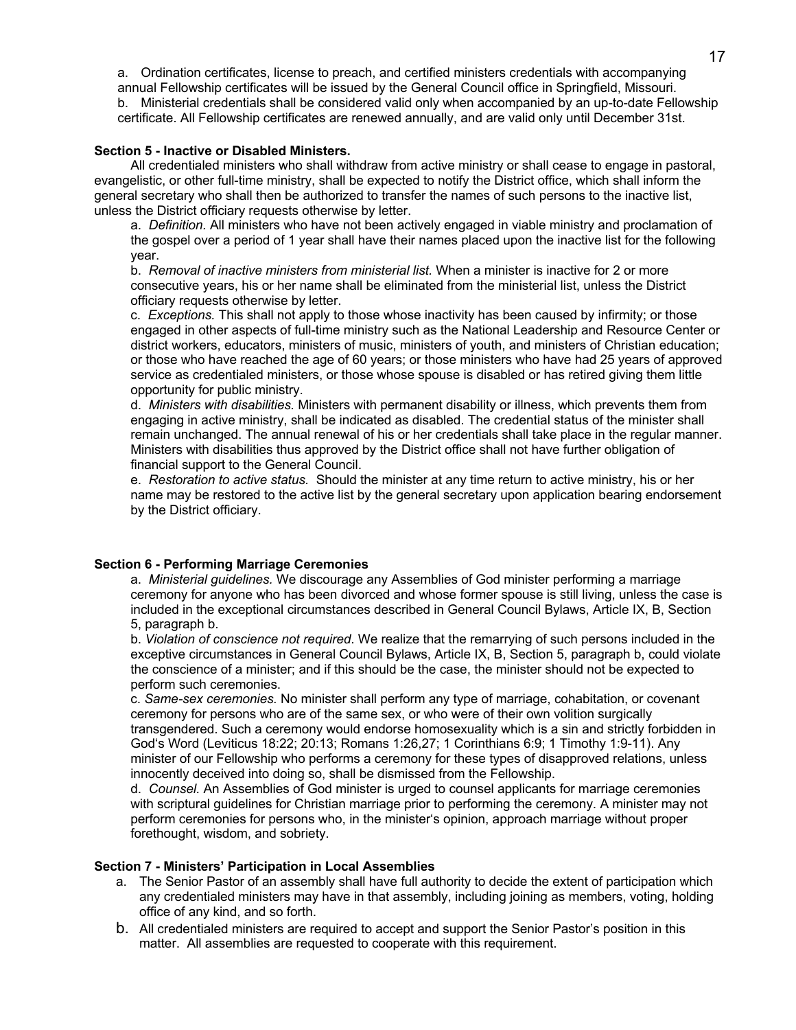a. Ordination certificates, license to preach, and certified ministers credentials with accompanying annual Fellowship certificates will be issued by the General Council office in Springfield, Missouri.

b. Ministerial credentials shall be considered valid only when accompanied by an up-to-date Fellowship certificate. All Fellowship certificates are renewed annually, and are valid only until December 31st.

**Section 5 - Inactive or Disabled Ministers.**

All credentialed ministers who shall withdraw from active ministry or shall cease to engage in pastoral, evangelistic, or other full-time ministry, shall be expected to notify the District office, which shall inform the general secretary who shall then be authorized to transfer the names of such persons to the inactive list, unless the District officiary requests otherwise by letter.

a. *Definition.* All ministers who have not been actively engaged in viable ministry and proclamation of the gospel over a period of 1 year shall have their names placed upon the inactive list for the following year.

b. *Removal of inactive ministers from ministerial list.* When a minister is inactive for 2 or more consecutive years, his or her name shall be eliminated from the ministerial list, unless the District officiary requests otherwise by letter.

c. *Exceptions.* This shall not apply to those whose inactivity has been caused by infirmity; or those engaged in other aspects of full-time ministry such as the National Leadership and Resource Center or district workers, educators, ministers of music, ministers of youth, and ministers of Christian education; or those who have reached the age of 60 years; or those ministers who have had 25 years of approved service as credentialed ministers, or those whose spouse is disabled or has retired giving them little opportunity for public ministry.

d. *Ministers with disabilities.* Ministers with permanent disability or illness, which prevents them from engaging in active ministry, shall be indicated as disabled. The credential status of the minister shall remain unchanged. The annual renewal of his or her credentials shall take place in the regular manner. Ministers with disabilities thus approved by the District office shall not have further obligation of financial support to the General Council.

e. *Restoration to active status.* Should the minister at any time return to active ministry, his or her name may be restored to the active list by the general secretary upon application bearing endorsement by the District officiary.

**Section 6 - Performing Marriage Ceremonies**

a. *Ministerial guidelines.* We discourage any Assemblies of God minister performing a marriage ceremony for anyone who has been divorced and whose former spouse is still living, unless the case is included in the exceptional circumstances described in General Council Bylaws, Article IX, B, Section 5, paragraph b.

b. *Violation of conscience not required*. We realize that the remarrying of such persons included in the exceptive circumstances in General Council Bylaws, Article IX, B, Section 5, paragraph b, could violate the conscience of a minister; and if this should be the case, the minister should not be expected to perform such ceremonies.

c. *Same-sex ceremonies.* No minister shall perform any type of marriage, cohabitation, or covenant ceremony for persons who are of the same sex, or who were of their own volition surgically transgendered. Such a ceremony would endorse homosexuality which is a sin and strictly forbidden in God's Word (Leviticus 18:22; 20:13; Romans 1:26,27; 1 Corinthians 6:9; 1 Timothy 1:9-11). Any minister of our Fellowship who performs a ceremony for these types of disapproved relations, unless innocently deceived into doing so, shall be dismissed from the Fellowship.

d. *Counsel.* An Assemblies of God minister is urged to counsel applicants for marriage ceremonies with scriptural guidelines for Christian marriage prior to performing the ceremony. A minister may not perform ceremonies for persons who, in the minister's opinion, approach marriage without proper forethought, wisdom, and sobriety.

**Section 7 - Ministers' Participation in Local Assemblies**

a. The Senior Pastor of an assembly shall have full authority to decide the extent of participation which any credentialed ministers may have in that assembly, including joining as members, voting, holding office of any kind, and so forth.

b. All credentialed ministers are required to accept and support the Senior Pastor's position in this matter. All assemblies are requested to cooperate with this requirement.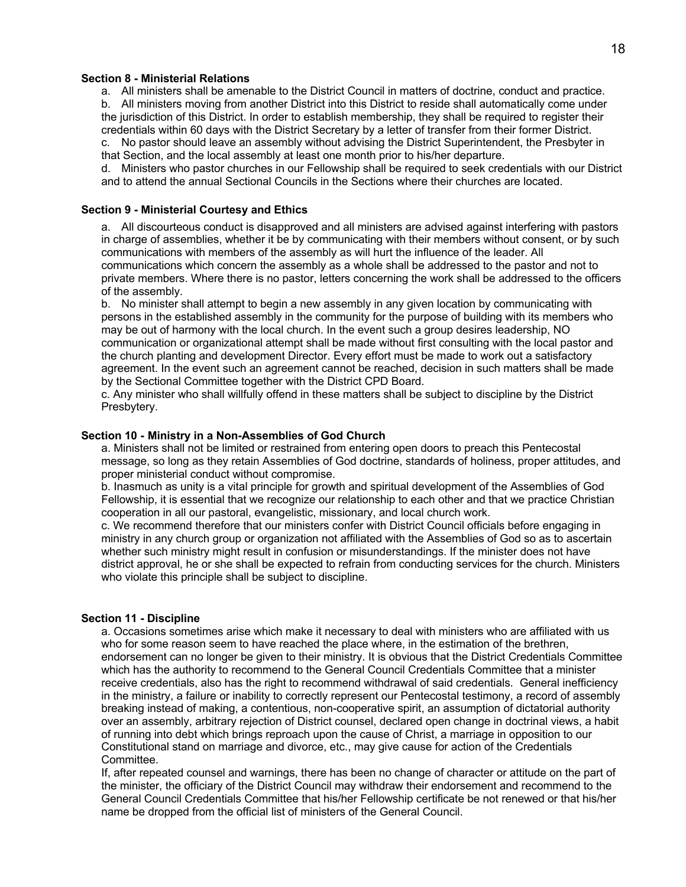**Section 8 - Ministerial Relations**

a. All ministers shall be amenable to the District Council in matters of doctrine, conduct and practice.
b. All ministers moving from another District into this District to reside shall automatically come under the jurisdiction of this District. In order to establish membership, they shall be required to register their credentials within 60 days with the District Secretary by a letter of transfer from their former District.
c. No pastor should leave an assembly without advising the District Superintendent, the Presbyter in that Section, and the local assembly at least one month prior to his/her departure.
d. Ministers who pastor churches in our Fellowship shall be required to seek credentials with our District and to attend the annual Sectional Councils in the Sections where their churches are located.

**Section 9 - Ministerial Courtesy and Ethics**

a. All discourteous conduct is disapproved and all ministers are advised against interfering with pastors in charge of assemblies, whether it be by communicating with their members without consent, or by such communications with members of the assembly as will hurt the influence of the leader. All communications which concern the assembly as a whole shall be addressed to the pastor and not to private members. Where there is no pastor, letters concerning the work shall be addressed to the officers of the assembly.
b. No minister shall attempt to begin a new assembly in any given location by communicating with persons in the established assembly in the community for the purpose of building with its members who may be out of harmony with the local church. In the event such a group desires leadership, NO communication or organizational attempt shall be made without first consulting with the local pastor and the church planting and development Director. Every effort must be made to work out a satisfactory agreement. In the event such an agreement cannot be reached, decision in such matters shall be made by the Sectional Committee together with the District CPD Board.
c. Any minister who shall willfully offend in these matters shall be subject to discipline by the District Presbytery.

**Section 10 - Ministry in a Non-Assemblies of God Church**

a. Ministers shall not be limited or restrained from entering open doors to preach this Pentecostal message, so long as they retain Assemblies of God doctrine, standards of holiness, proper attitudes, and proper ministerial conduct without compromise.
b. Inasmuch as unity is a vital principle for growth and spiritual development of the Assemblies of God Fellowship, it is essential that we recognize our relationship to each other and that we practice Christian cooperation in all our pastoral, evangelistic, missionary, and local church work.
c. We recommend therefore that our ministers confer with District Council officials before engaging in ministry in any church group or organization not affiliated with the Assemblies of God so as to ascertain whether such ministry might result in confusion or misunderstandings. If the minister does not have district approval, he or she shall be expected to refrain from conducting services for the church. Ministers who violate this principle shall be subject to discipline.

**Section 11 - Discipline**

a. Occasions sometimes arise which make it necessary to deal with ministers who are affiliated with us who for some reason seem to have reached the place where, in the estimation of the brethren, endorsement can no longer be given to their ministry. It is obvious that the District Credentials Committee which has the authority to recommend to the General Council Credentials Committee that a minister receive credentials, also has the right to recommend withdrawal of said credentials. General inefficiency in the ministry, a failure or inability to correctly represent our Pentecostal testimony, a record of assembly breaking instead of making, a contentious, non-cooperative spirit, an assumption of dictatorial authority over an assembly, arbitrary rejection of District counsel, declared open change in doctrinal views, a habit of running into debt which brings reproach upon the cause of Christ, a marriage in opposition to our Constitutional stand on marriage and divorce, etc., may give cause for action of the Credentials Committee.

If, after repeated counsel and warnings, there has been no change of character or attitude on the part of the minister, the officiary of the District Council may withdraw their endorsement and recommend to the General Council Credentials Committee that his/her Fellowship certificate be not renewed or that his/her name be dropped from the official list of ministers of the General Council.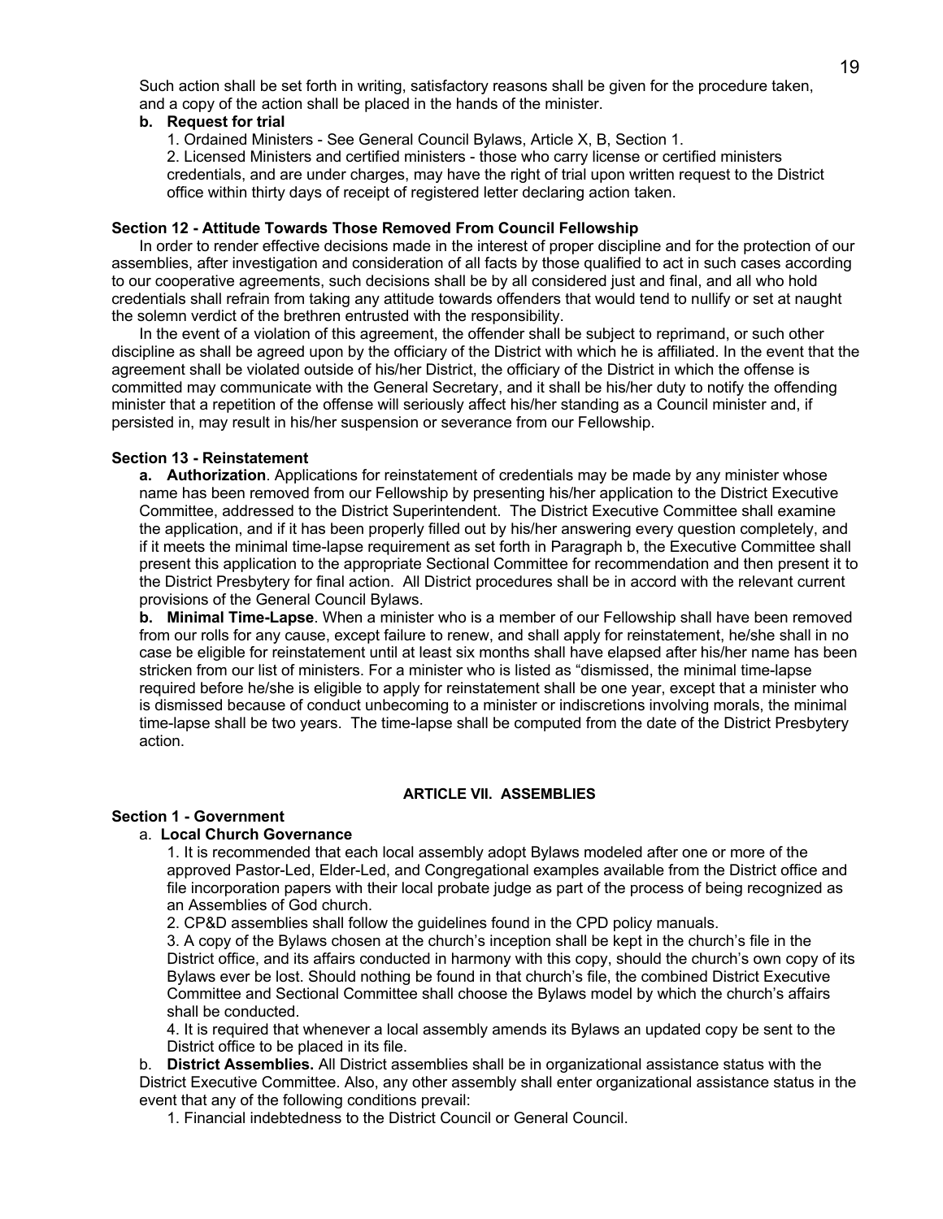Such action shall be set forth in writing, satisfactory reasons shall be given for the procedure taken, and a copy of the action shall be placed in the hands of the minister.

**b. Request for trial**

1. Ordained Ministers - See General Council Bylaws, Article X, B, Section 1.
2. Licensed Ministers and certified ministers - those who carry license or certified ministers credentials, and are under charges, may have the right of trial upon written request to the District office within thirty days of receipt of registered letter declaring action taken.

**Section 12 - Attitude Towards Those Removed From Council Fellowship**

In order to render effective decisions made in the interest of proper discipline and for the protection of our assemblies, after investigation and consideration of all facts by those qualified to act in such cases according to our cooperative agreements, such decisions shall be by all considered just and final, and all who hold credentials shall refrain from taking any attitude towards offenders that would tend to nullify or set at naught the solemn verdict of the brethren entrusted with the responsibility.

In the event of a violation of this agreement, the offender shall be subject to reprimand, or such other discipline as shall be agreed upon by the officiary of the District with which he is affiliated. In the event that the agreement shall be violated outside of his/her District, the officiary of the District in which the offense is committed may communicate with the General Secretary, and it shall be his/her duty to notify the offending minister that a repetition of the offense will seriously affect his/her standing as a Council minister and, if persisted in, may result in his/her suspension or severance from our Fellowship.

**Section 13 - Reinstatement**

**a. Authorization**. Applications for reinstatement of credentials may be made by any minister whose name has been removed from our Fellowship by presenting his/her application to the District Executive Committee, addressed to the District Superintendent. The District Executive Committee shall examine the application, and if it has been properly filled out by his/her answering every question completely, and if it meets the minimal time-lapse requirement as set forth in Paragraph b, the Executive Committee shall present this application to the appropriate Sectional Committee for recommendation and then present it to the District Presbytery for final action. All District procedures shall be in accord with the relevant current provisions of the General Council Bylaws.

**b. Minimal Time-Lapse**. When a minister who is a member of our Fellowship shall have been removed from our rolls for any cause, except failure to renew, and shall apply for reinstatement, he/she shall in no case be eligible for reinstatement until at least six months shall have elapsed after his/her name has been stricken from our list of ministers. For a minister who is listed as "dismissed, the minimal time-lapse required before he/she is eligible to apply for reinstatement shall be one year, except that a minister who is dismissed because of conduct unbecoming to a minister or indiscretions involving morals, the minimal time-lapse shall be two years. The time-lapse shall be computed from the date of the District Presbytery action.

## ARTICLE VII. ASSEMBLIES

**Section 1 - Government**

a. **Local Church Governance**

1. It is recommended that each local assembly adopt Bylaws modeled after one or more of the approved Pastor-Led, Elder-Led, and Congregational examples available from the District office and file incorporation papers with their local probate judge as part of the process of being recognized as an Assemblies of God church.
2. CP&D assemblies shall follow the guidelines found in the CPD policy manuals.
3. A copy of the Bylaws chosen at the church's inception shall be kept in the church's file in the District office, and its affairs conducted in harmony with this copy, should the church's own copy of its Bylaws ever be lost. Should nothing be found in that church's file, the combined District Executive Committee and Sectional Committee shall choose the Bylaws model by which the church's affairs shall be conducted.
4. It is required that whenever a local assembly amends its Bylaws an updated copy be sent to the District office to be placed in its file.

b. **District Assemblies.** All District assemblies shall be in organizational assistance status with the District Executive Committee. Also, any other assembly shall enter organizational assistance status in the event that any of the following conditions prevail:

1. Financial indebtedness to the District Council or General Council.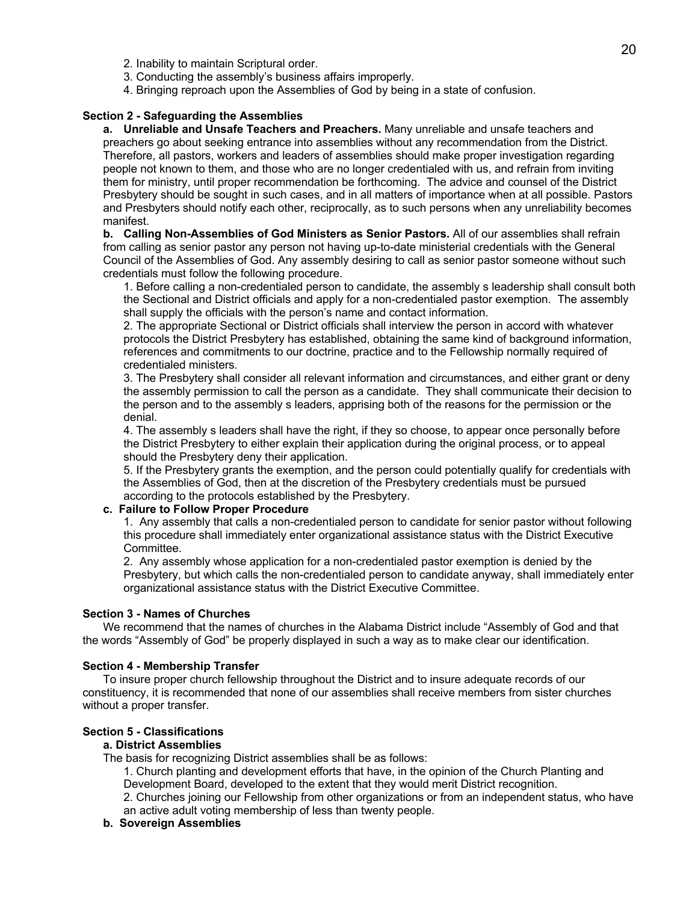2. Inability to maintain Scriptural order.
3. Conducting the assembly's business affairs improperly.
4. Bringing reproach upon the Assemblies of God by being in a state of confusion.

**Section 2 - Safeguarding the Assemblies**

**a. Unreliable and Unsafe Teachers and Preachers.** Many unreliable and unsafe teachers and preachers go about seeking entrance into assemblies without any recommendation from the District. Therefore, all pastors, workers and leaders of assemblies should make proper investigation regarding people not known to them, and those who are no longer credentialed with us, and refrain from inviting them for ministry, until proper recommendation be forthcoming. The advice and counsel of the District Presbytery should be sought in such cases, and in all matters of importance when at all possible. Pastors and Presbyters should notify each other, reciprocally, as to such persons when any unreliability becomes manifest.

**b. Calling Non-Assemblies of God Ministers as Senior Pastors.** All of our assemblies shall refrain from calling as senior pastor any person not having up-to-date ministerial credentials with the General Council of the Assemblies of God. Any assembly desiring to call as senior pastor someone without such credentials must follow the following procedure.

1. Before calling a non-credentialed person to candidate, the assembly s leadership shall consult both the Sectional and District officials and apply for a non-credentialed pastor exemption. The assembly shall supply the officials with the person's name and contact information.
2. The appropriate Sectional or District officials shall interview the person in accord with whatever protocols the District Presbytery has established, obtaining the same kind of background information, references and commitments to our doctrine, practice and to the Fellowship normally required of credentialed ministers.
3. The Presbytery shall consider all relevant information and circumstances, and either grant or deny the assembly permission to call the person as a candidate. They shall communicate their decision to the person and to the assembly s leaders, apprising both of the reasons for the permission or the denial.
4. The assembly s leaders shall have the right, if they so choose, to appear once personally before the District Presbytery to either explain their application during the original process, or to appeal should the Presbytery deny their application.
5. If the Presbytery grants the exemption, and the person could potentially qualify for credentials with the Assemblies of God, then at the discretion of the Presbytery credentials must be pursued according to the protocols established by the Presbytery.

**c. Failure to Follow Proper Procedure**

1. Any assembly that calls a non-credentialed person to candidate for senior pastor without following this procedure shall immediately enter organizational assistance status with the District Executive Committee.
2. Any assembly whose application for a non-credentialed pastor exemption is denied by the Presbytery, but which calls the non-credentialed person to candidate anyway, shall immediately enter organizational assistance status with the District Executive Committee.

**Section 3 - Names of Churches**

We recommend that the names of churches in the Alabama District include "Assembly of God and that the words "Assembly of God" be properly displayed in such a way as to make clear our identification.

**Section 4 - Membership Transfer**

To insure proper church fellowship throughout the District and to insure adequate records of our constituency, it is recommended that none of our assemblies shall receive members from sister churches without a proper transfer.

**Section 5 - Classifications**

**a. District Assemblies**

The basis for recognizing District assemblies shall be as follows:

1. Church planting and development efforts that have, in the opinion of the Church Planting and Development Board, developed to the extent that they would merit District recognition.
2. Churches joining our Fellowship from other organizations or from an independent status, who have an active adult voting membership of less than twenty people.

**b. Sovereign Assemblies**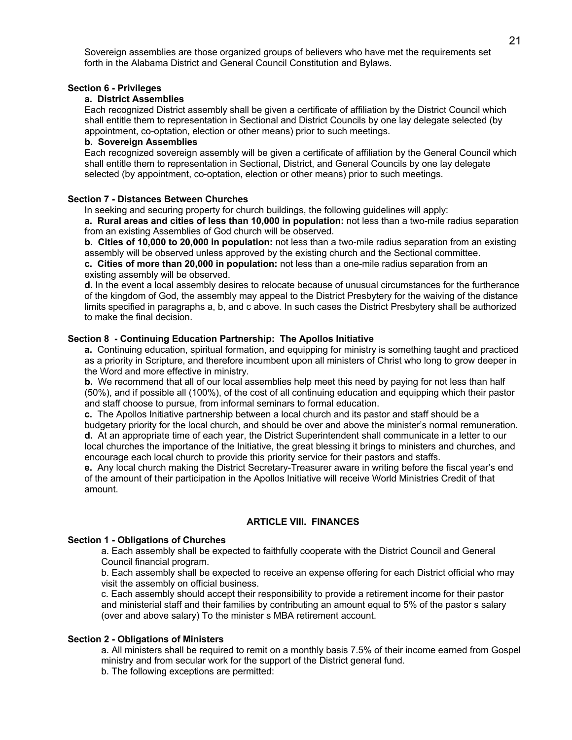Sovereign assemblies are those organized groups of believers who have met the requirements set forth in the Alabama District and General Council Constitution and Bylaws.

### Section 6 - Privileges

**a. District Assemblies**

Each recognized District assembly shall be given a certificate of affiliation by the District Council which shall entitle them to representation in Sectional and District Councils by one lay delegate selected (by appointment, co-optation, election or other means) prior to such meetings.

**b. Sovereign Assemblies**

Each recognized sovereign assembly will be given a certificate of affiliation by the General Council which shall entitle them to representation in Sectional, District, and General Councils by one lay delegate selected (by appointment, co-optation, election or other means) prior to such meetings.

### Section 7 - Distances Between Churches

In seeking and securing property for church buildings, the following guidelines will apply:

**a. Rural areas and cities of less than 10,000 in population:** not less than a two-mile radius separation from an existing Assemblies of God church will be observed.

**b. Cities of 10,000 to 20,000 in population:** not less than a two-mile radius separation from an existing assembly will be observed unless approved by the existing church and the Sectional committee.

**c. Cities of more than 20,000 in population:** not less than a one-mile radius separation from an existing assembly will be observed.

**d.** In the event a local assembly desires to relocate because of unusual circumstances for the furtherance of the kingdom of God, the assembly may appeal to the District Presbytery for the waiving of the distance limits specified in paragraphs a, b, and c above. In such cases the District Presbytery shall be authorized to make the final decision.

### Section 8 - Continuing Education Partnership: The Apollos Initiative

**a.** Continuing education, spiritual formation, and equipping for ministry is something taught and practiced as a priority in Scripture, and therefore incumbent upon all ministers of Christ who long to grow deeper in the Word and more effective in ministry.

**b.** We recommend that all of our local assemblies help meet this need by paying for not less than half (50%), and if possible all (100%), of the cost of all continuing education and equipping which their pastor and staff choose to pursue, from informal seminars to formal education.

**c.** The Apollos Initiative partnership between a local church and its pastor and staff should be a budgetary priority for the local church, and should be over and above the minister's normal remuneration.

**d.** At an appropriate time of each year, the District Superintendent shall communicate in a letter to our local churches the importance of the Initiative, the great blessing it brings to ministers and churches, and encourage each local church to provide this priority service for their pastors and staffs.

**e.** Any local church making the District Secretary-Treasurer aware in writing before the fiscal year's end of the amount of their participation in the Apollos Initiative will receive World Ministries Credit of that amount.

## ARTICLE VIII. FINANCES

### Section 1 - Obligations of Churches

a. Each assembly shall be expected to faithfully cooperate with the District Council and General Council financial program.

b. Each assembly shall be expected to receive an expense offering for each District official who may visit the assembly on official business.

c. Each assembly should accept their responsibility to provide a retirement income for their pastor and ministerial staff and their families by contributing an amount equal to 5% of the pastor s salary (over and above salary) To the minister s MBA retirement account.

### Section 2 - Obligations of Ministers

a. All ministers shall be required to remit on a monthly basis 7.5% of their income earned from Gospel ministry and from secular work for the support of the District general fund.

b. The following exceptions are permitted: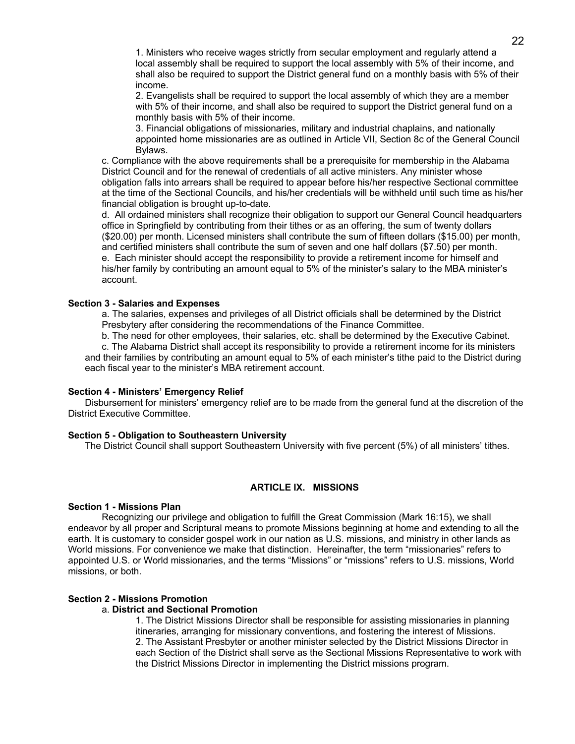1. Ministers who receive wages strictly from secular employment and regularly attend a local assembly shall be required to support the local assembly with 5% of their income, and shall also be required to support the District general fund on a monthly basis with 5% of their income.
2. Evangelists shall be required to support the local assembly of which they are a member with 5% of their income, and shall also be required to support the District general fund on a monthly basis with 5% of their income.
3. Financial obligations of missionaries, military and industrial chaplains, and nationally appointed home missionaries are as outlined in Article VII, Section 8c of the General Council Bylaws.

c. Compliance with the above requirements shall be a prerequisite for membership in the Alabama District Council and for the renewal of credentials of all active ministers. Any minister whose obligation falls into arrears shall be required to appear before his/her respective Sectional committee at the time of the Sectional Councils, and his/her credentials will be withheld until such time as his/her financial obligation is brought up-to-date.

d. All ordained ministers shall recognize their obligation to support our General Council headquarters office in Springfield by contributing from their tithes or as an offering, the sum of twenty dollars ($20.00) per month. Licensed ministers shall contribute the sum of fifteen dollars ($15.00) per month, and certified ministers shall contribute the sum of seven and one half dollars ($7.50) per month.

e. Each minister should accept the responsibility to provide a retirement income for himself and his/her family by contributing an amount equal to 5% of the minister's salary to the MBA minister's account.

**Section 3 - Salaries and Expenses**

a. The salaries, expenses and privileges of all District officials shall be determined by the District Presbytery after considering the recommendations of the Finance Committee.

b. The need for other employees, their salaries, etc. shall be determined by the Executive Cabinet.

c. The Alabama District shall accept its responsibility to provide a retirement income for its ministers and their families by contributing an amount equal to 5% of each minister's tithe paid to the District during each fiscal year to the minister's MBA retirement account.

**Section 4 - Ministers' Emergency Relief**

Disbursement for ministers' emergency relief are to be made from the general fund at the discretion of the District Executive Committee.

**Section 5 - Obligation to Southeastern University**

The District Council shall support Southeastern University with five percent (5%) of all ministers' tithes.

## ARTICLE IX. MISSIONS

**Section 1 - Missions Plan**

Recognizing our privilege and obligation to fulfill the Great Commission (Mark 16:15), we shall endeavor by all proper and Scriptural means to promote Missions beginning at home and extending to all the earth. It is customary to consider gospel work in our nation as U.S. missions, and ministry in other lands as World missions. For convenience we make that distinction. Hereinafter, the term "missionaries" refers to appointed U.S. or World missionaries, and the terms "Missions" or "missions" refers to U.S. missions, World missions, or both.

**Section 2 - Missions Promotion**

a. **District and Sectional Promotion**

1. The District Missions Director shall be responsible for assisting missionaries in planning itineraries, arranging for missionary conventions, and fostering the interest of Missions.
2. The Assistant Presbyter or another minister selected by the District Missions Director in each Section of the District shall serve as the Sectional Missions Representative to work with the District Missions Director in implementing the District missions program.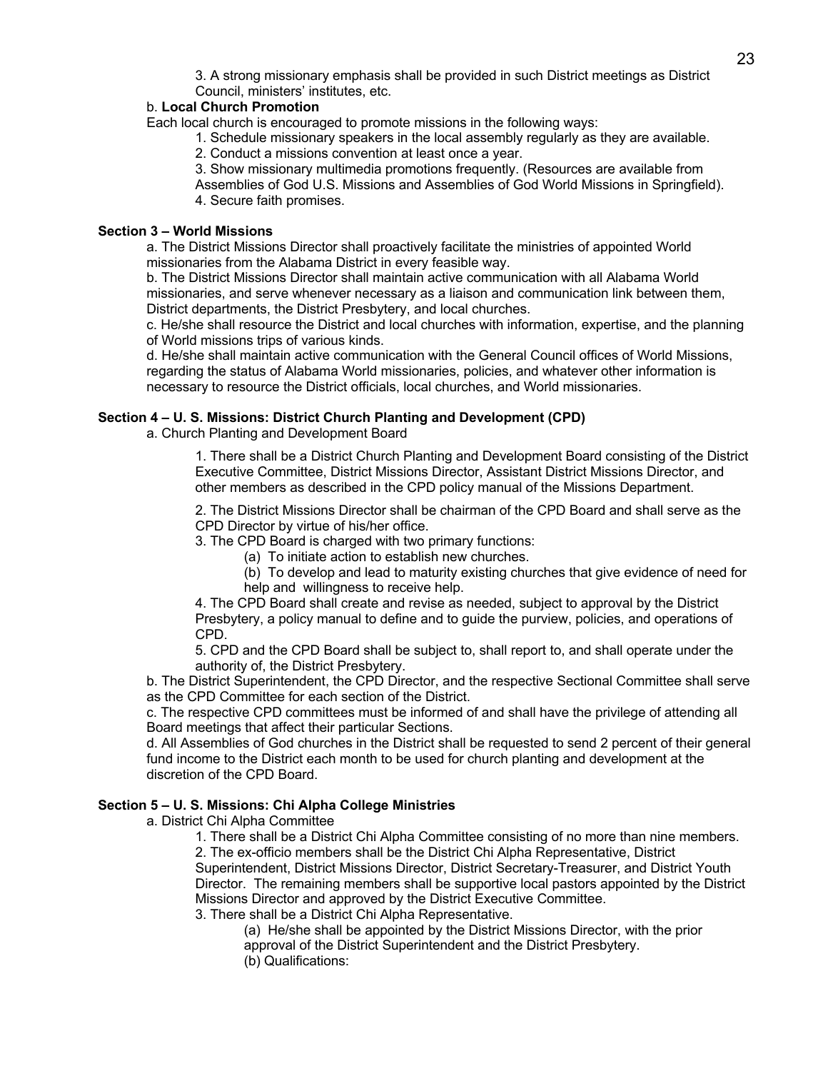3. A strong missionary emphasis shall be provided in such District meetings as District Council, ministers' institutes, etc.

b. **Local Church Promotion**

Each local church is encouraged to promote missions in the following ways:

1. Schedule missionary speakers in the local assembly regularly as they are available.
2. Conduct a missions convention at least once a year.
3. Show missionary multimedia promotions frequently. (Resources are available from Assemblies of God U.S. Missions and Assemblies of God World Missions in Springfield).
4. Secure faith promises.

**Section 3 – World Missions**

a. The District Missions Director shall proactively facilitate the ministries of appointed World missionaries from the Alabama District in every feasible way.

b. The District Missions Director shall maintain active communication with all Alabama World missionaries, and serve whenever necessary as a liaison and communication link between them, District departments, the District Presbytery, and local churches.

c. He/she shall resource the District and local churches with information, expertise, and the planning of World missions trips of various kinds.

d. He/she shall maintain active communication with the General Council offices of World Missions, regarding the status of Alabama World missionaries, policies, and whatever other information is necessary to resource the District officials, local churches, and World missionaries.

**Section 4 – U. S. Missions: District Church Planting and Development (CPD)**

a. Church Planting and Development Board

1. There shall be a District Church Planting and Development Board consisting of the District Executive Committee, District Missions Director, Assistant District Missions Director, and other members as described in the CPD policy manual of the Missions Department.

2. The District Missions Director shall be chairman of the CPD Board and shall serve as the CPD Director by virtue of his/her office.

3. The CPD Board is charged with two primary functions:
   (a) To initiate action to establish new churches.
   (b) To develop and lead to maturity existing churches that give evidence of need for help and willingness to receive help.

4. The CPD Board shall create and revise as needed, subject to approval by the District Presbytery, a policy manual to define and to guide the purview, policies, and operations of CPD.

5. CPD and the CPD Board shall be subject to, shall report to, and shall operate under the authority of, the District Presbytery.

b. The District Superintendent, the CPD Director, and the respective Sectional Committee shall serve as the CPD Committee for each section of the District.

c. The respective CPD committees must be informed of and shall have the privilege of attending all Board meetings that affect their particular Sections.

d. All Assemblies of God churches in the District shall be requested to send 2 percent of their general fund income to the District each month to be used for church planting and development at the discretion of the CPD Board.

**Section 5 – U. S. Missions: Chi Alpha College Ministries**

a. District Chi Alpha Committee

1. There shall be a District Chi Alpha Committee consisting of no more than nine members.
2. The ex-officio members shall be the District Chi Alpha Representative, District Superintendent, District Missions Director, District Secretary-Treasurer, and District Youth Director. The remaining members shall be supportive local pastors appointed by the District Missions Director and approved by the District Executive Committee.
3. There shall be a District Chi Alpha Representative.
   (a) He/she shall be appointed by the District Missions Director, with the prior approval of the District Superintendent and the District Presbytery.
   (b) Qualifications: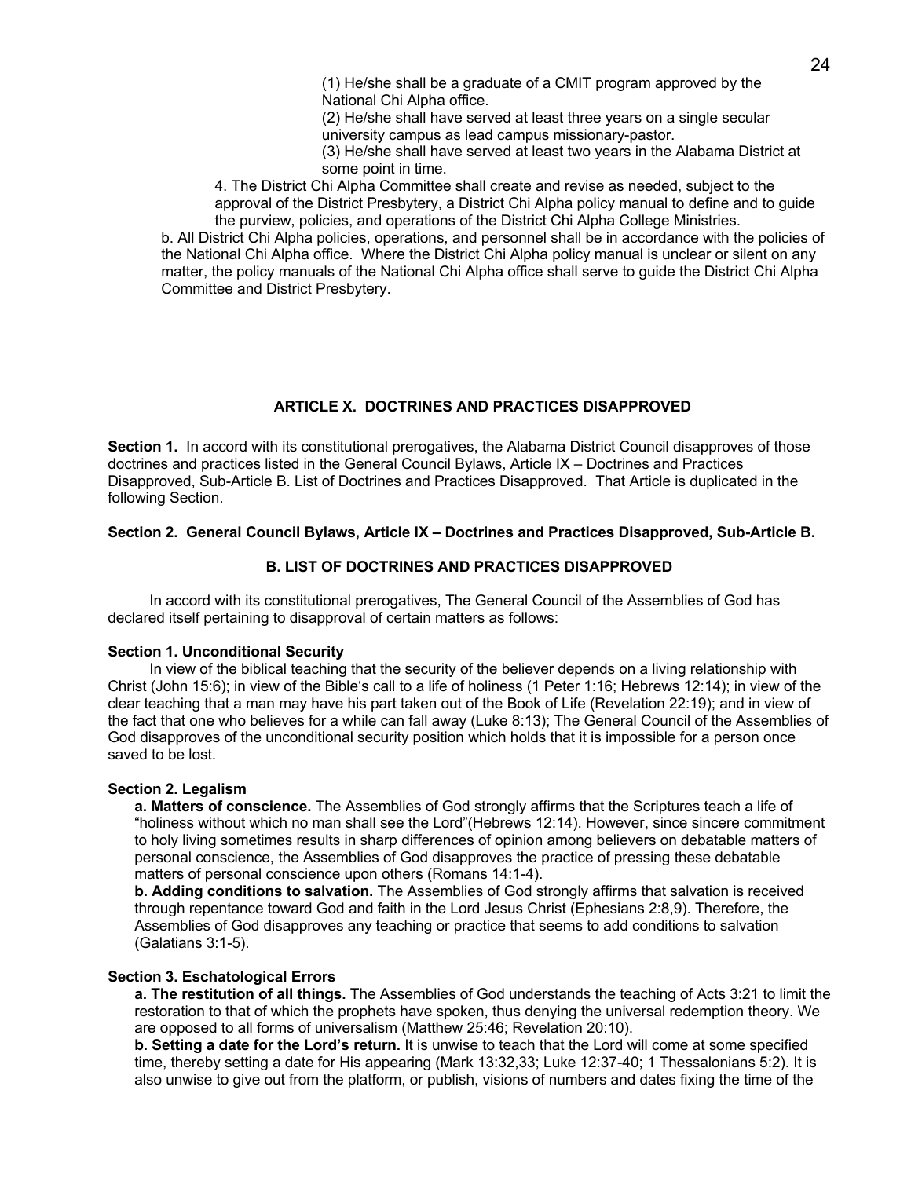(1) He/she shall be a graduate of a CMIT program approved by the National Chi Alpha office.

(2) He/she shall have served at least three years on a single secular university campus as lead campus missionary-pastor.

(3) He/she shall have served at least two years in the Alabama District at some point in time.

4. The District Chi Alpha Committee shall create and revise as needed, subject to the approval of the District Presbytery, a District Chi Alpha policy manual to define and to guide the purview, policies, and operations of the District Chi Alpha College Ministries.

b. All District Chi Alpha policies, operations, and personnel shall be in accordance with the policies of the National Chi Alpha office. Where the District Chi Alpha policy manual is unclear or silent on any matter, the policy manuals of the National Chi Alpha office shall serve to guide the District Chi Alpha Committee and District Presbytery.

## ARTICLE X. DOCTRINES AND PRACTICES DISAPPROVED

**Section 1.** In accord with its constitutional prerogatives, the Alabama District Council disapproves of those doctrines and practices listed in the General Council Bylaws, Article IX – Doctrines and Practices Disapproved, Sub-Article B. List of Doctrines and Practices Disapproved. That Article is duplicated in the following Section.

**Section 2. General Council Bylaws, Article IX – Doctrines and Practices Disapproved, Sub-Article B.**

### B. LIST OF DOCTRINES AND PRACTICES DISAPPROVED

In accord with its constitutional prerogatives, The General Council of the Assemblies of God has declared itself pertaining to disapproval of certain matters as follows:

**Section 1. Unconditional Security**

In view of the biblical teaching that the security of the believer depends on a living relationship with Christ (John 15:6); in view of the Bible's call to a life of holiness (1 Peter 1:16; Hebrews 12:14); in view of the clear teaching that a man may have his part taken out of the Book of Life (Revelation 22:19); and in view of the fact that one who believes for a while can fall away (Luke 8:13); The General Council of the Assemblies of God disapproves of the unconditional security position which holds that it is impossible for a person once saved to be lost.

**Section 2. Legalism**

**a. Matters of conscience.** The Assemblies of God strongly affirms that the Scriptures teach a life of "holiness without which no man shall see the Lord"(Hebrews 12:14). However, since sincere commitment to holy living sometimes results in sharp differences of opinion among believers on debatable matters of personal conscience, the Assemblies of God disapproves the practice of pressing these debatable matters of personal conscience upon others (Romans 14:1-4).

**b. Adding conditions to salvation.** The Assemblies of God strongly affirms that salvation is received through repentance toward God and faith in the Lord Jesus Christ (Ephesians 2:8,9). Therefore, the Assemblies of God disapproves any teaching or practice that seems to add conditions to salvation (Galatians 3:1-5).

**Section 3. Eschatological Errors**

**a. The restitution of all things.** The Assemblies of God understands the teaching of Acts 3:21 to limit the restoration to that of which the prophets have spoken, thus denying the universal redemption theory. We are opposed to all forms of universalism (Matthew 25:46; Revelation 20:10).

**b. Setting a date for the Lord's return.** It is unwise to teach that the Lord will come at some specified time, thereby setting a date for His appearing (Mark 13:32,33; Luke 12:37-40; 1 Thessalonians 5:2). It is also unwise to give out from the platform, or publish, visions of numbers and dates fixing the time of the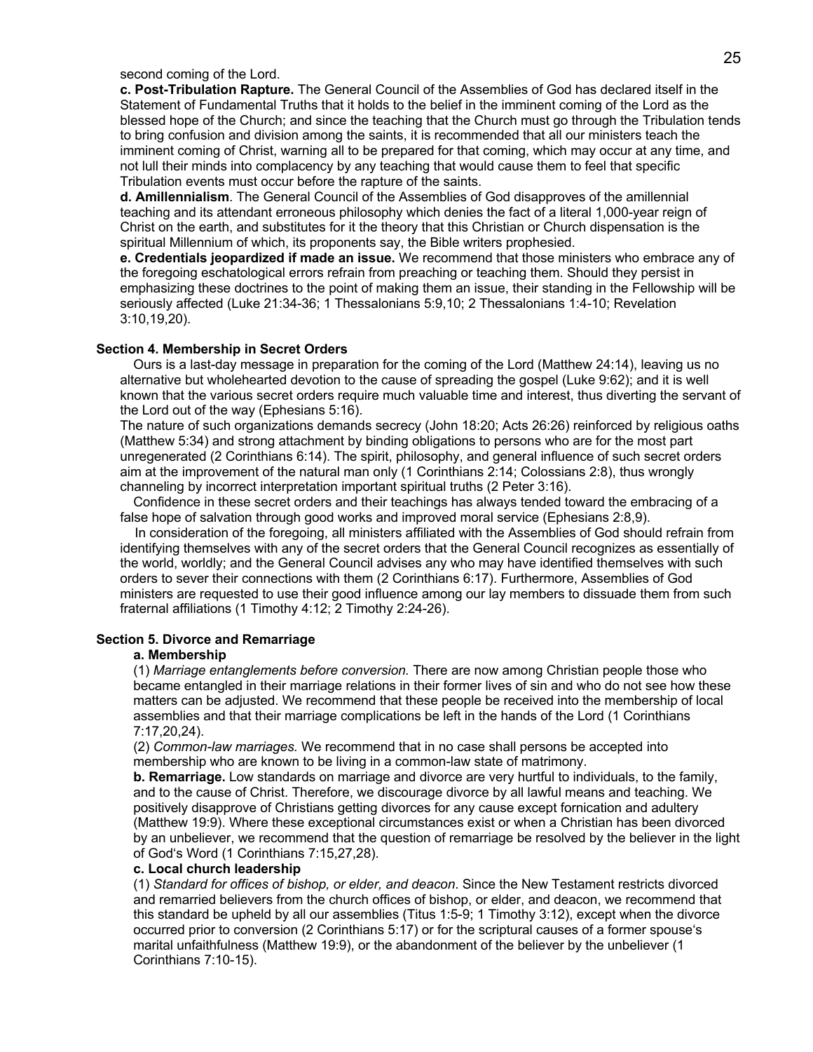second coming of the Lord.

**c. Post-Tribulation Rapture.** The General Council of the Assemblies of God has declared itself in the Statement of Fundamental Truths that it holds to the belief in the imminent coming of the Lord as the blessed hope of the Church; and since the teaching that the Church must go through the Tribulation tends to bring confusion and division among the saints, it is recommended that all our ministers teach the imminent coming of Christ, warning all to be prepared for that coming, which may occur at any time, and not lull their minds into complacency by any teaching that would cause them to feel that specific Tribulation events must occur before the rapture of the saints.

**d. Amillennialism**. The General Council of the Assemblies of God disapproves of the amillennial teaching and its attendant erroneous philosophy which denies the fact of a literal 1,000-year reign of Christ on the earth, and substitutes for it the theory that this Christian or Church dispensation is the spiritual Millennium of which, its proponents say, the Bible writers prophesied.

**e. Credentials jeopardized if made an issue.** We recommend that those ministers who embrace any of the foregoing eschatological errors refrain from preaching or teaching them. Should they persist in emphasizing these doctrines to the point of making them an issue, their standing in the Fellowship will be seriously affected (Luke 21:34-36; 1 Thessalonians 5:9,10; 2 Thessalonians 1:4-10; Revelation 3:10,19,20).

### Section 4. Membership in Secret Orders

Ours is a last-day message in preparation for the coming of the Lord (Matthew 24:14), leaving us no alternative but wholehearted devotion to the cause of spreading the gospel (Luke 9:62); and it is well known that the various secret orders require much valuable time and interest, thus diverting the servant of the Lord out of the way (Ephesians 5:16).

The nature of such organizations demands secrecy (John 18:20; Acts 26:26) reinforced by religious oaths (Matthew 5:34) and strong attachment by binding obligations to persons who are for the most part unregenerated (2 Corinthians 6:14). The spirit, philosophy, and general influence of such secret orders aim at the improvement of the natural man only (1 Corinthians 2:14; Colossians 2:8), thus wrongly channeling by incorrect interpretation important spiritual truths (2 Peter 3:16).

Confidence in these secret orders and their teachings has always tended toward the embracing of a false hope of salvation through good works and improved moral service (Ephesians 2:8,9).

In consideration of the foregoing, all ministers affiliated with the Assemblies of God should refrain from identifying themselves with any of the secret orders that the General Council recognizes as essentially of the world, worldly; and the General Council advises any who may have identified themselves with such orders to sever their connections with them (2 Corinthians 6:17). Furthermore, Assemblies of God ministers are requested to use their good influence among our lay members to dissuade them from such fraternal affiliations (1 Timothy 4:12; 2 Timothy 2:24-26).

### Section 5. Divorce and Remarriage

**a. Membership**

(1) *Marriage entanglements before conversion.* There are now among Christian people those who became entangled in their marriage relations in their former lives of sin and who do not see how these matters can be adjusted. We recommend that these people be received into the membership of local assemblies and that their marriage complications be left in the hands of the Lord (1 Corinthians 7:17,20,24).

(2) *Common-law marriages.* We recommend that in no case shall persons be accepted into membership who are known to be living in a common-law state of matrimony.

**b. Remarriage.** Low standards on marriage and divorce are very hurtful to individuals, to the family, and to the cause of Christ. Therefore, we discourage divorce by all lawful means and teaching. We positively disapprove of Christians getting divorces for any cause except fornication and adultery (Matthew 19:9). Where these exceptional circumstances exist or when a Christian has been divorced by an unbeliever, we recommend that the question of remarriage be resolved by the believer in the light of God's Word (1 Corinthians 7:15,27,28).

**c. Local church leadership**

(1) *Standard for offices of bishop, or elder, and deacon*. Since the New Testament restricts divorced and remarried believers from the church offices of bishop, or elder, and deacon, we recommend that this standard be upheld by all our assemblies (Titus 1:5-9; 1 Timothy 3:12), except when the divorce occurred prior to conversion (2 Corinthians 5:17) or for the scriptural causes of a former spouse's marital unfaithfulness (Matthew 19:9), or the abandonment of the believer by the unbeliever (1 Corinthians 7:10-15).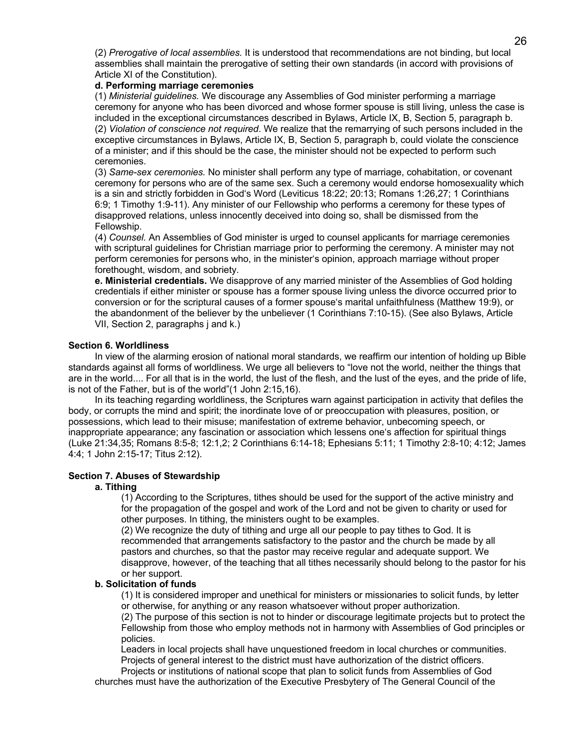(2) *Prerogative of local assemblies.* It is understood that recommendations are not binding, but local assemblies shall maintain the prerogative of setting their own standards (in accord with provisions of Article XI of the Constitution).

**d. Performing marriage ceremonies**

(1) *Ministerial guidelines.* We discourage any Assemblies of God minister performing a marriage ceremony for anyone who has been divorced and whose former spouse is still living, unless the case is included in the exceptional circumstances described in Bylaws, Article IX, B, Section 5, paragraph b.

(2) *Violation of conscience not required*. We realize that the remarrying of such persons included in the exceptive circumstances in Bylaws, Article IX, B, Section 5, paragraph b, could violate the conscience of a minister; and if this should be the case, the minister should not be expected to perform such ceremonies.

(3) *Same-sex ceremonies.* No minister shall perform any type of marriage, cohabitation, or covenant ceremony for persons who are of the same sex. Such a ceremony would endorse homosexuality which is a sin and strictly forbidden in God's Word (Leviticus 18:22; 20:13; Romans 1:26,27; 1 Corinthians 6:9; 1 Timothy 1:9-11). Any minister of our Fellowship who performs a ceremony for these types of disapproved relations, unless innocently deceived into doing so, shall be dismissed from the Fellowship.

(4) *Counsel.* An Assemblies of God minister is urged to counsel applicants for marriage ceremonies with scriptural guidelines for Christian marriage prior to performing the ceremony. A minister may not perform ceremonies for persons who, in the minister's opinion, approach marriage without proper forethought, wisdom, and sobriety.

**e. Ministerial credentials.** We disapprove of any married minister of the Assemblies of God holding credentials if either minister or spouse has a former spouse living unless the divorce occurred prior to conversion or for the scriptural causes of a former spouse's marital unfaithfulness (Matthew 19:9), or the abandonment of the believer by the unbeliever (1 Corinthians 7:10-15). (See also Bylaws, Article VII, Section 2, paragraphs j and k.)

**Section 6. Worldliness**

In view of the alarming erosion of national moral standards, we reaffirm our intention of holding up Bible standards against all forms of worldliness. We urge all believers to "love not the world, neither the things that are in the world.... For all that is in the world, the lust of the flesh, and the lust of the eyes, and the pride of life, is not of the Father, but is of the world"(1 John 2:15,16).

In its teaching regarding worldliness, the Scriptures warn against participation in activity that defiles the body, or corrupts the mind and spirit; the inordinate love of or preoccupation with pleasures, position, or possessions, which lead to their misuse; manifestation of extreme behavior, unbecoming speech, or inappropriate appearance; any fascination or association which lessens one's affection for spiritual things (Luke 21:34,35; Romans 8:5-8; 12:1,2; 2 Corinthians 6:14-18; Ephesians 5:11; 1 Timothy 2:8-10; 4:12; James 4:4; 1 John 2:15-17; Titus 2:12).

**Section 7. Abuses of Stewardship**

**a. Tithing**

(1) According to the Scriptures, tithes should be used for the support of the active ministry and for the propagation of the gospel and work of the Lord and not be given to charity or used for other purposes. In tithing, the ministers ought to be examples.

(2) We recognize the duty of tithing and urge all our people to pay tithes to God. It is recommended that arrangements satisfactory to the pastor and the church be made by all pastors and churches, so that the pastor may receive regular and adequate support. We disapprove, however, of the teaching that all tithes necessarily should belong to the pastor for his or her support.

**b. Solicitation of funds**

(1) It is considered improper and unethical for ministers or missionaries to solicit funds, by letter or otherwise, for anything or any reason whatsoever without proper authorization.

(2) The purpose of this section is not to hinder or discourage legitimate projects but to protect the Fellowship from those who employ methods not in harmony with Assemblies of God principles or policies.

Leaders in local projects shall have unquestioned freedom in local churches or communities.

Projects of general interest to the district must have authorization of the district officers.

Projects or institutions of national scope that plan to solicit funds from Assemblies of God churches must have the authorization of the Executive Presbytery of The General Council of the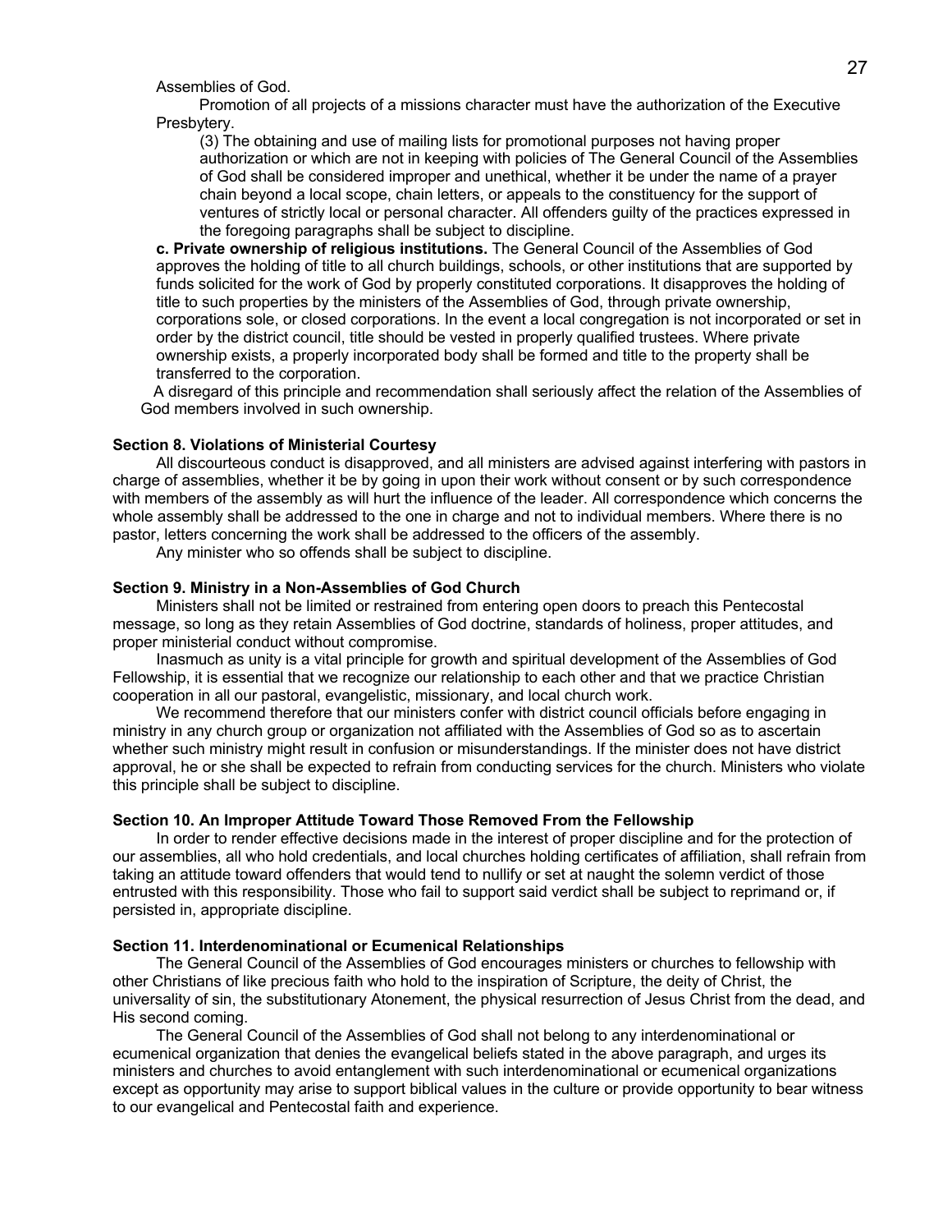Assemblies of God.

Promotion of all projects of a missions character must have the authorization of the Executive Presbytery.

(3) The obtaining and use of mailing lists for promotional purposes not having proper authorization or which are not in keeping with policies of The General Council of the Assemblies of God shall be considered improper and unethical, whether it be under the name of a prayer chain beyond a local scope, chain letters, or appeals to the constituency for the support of ventures of strictly local or personal character. All offenders guilty of the practices expressed in the foregoing paragraphs shall be subject to discipline.

**c. Private ownership of religious institutions.** The General Council of the Assemblies of God approves the holding of title to all church buildings, schools, or other institutions that are supported by funds solicited for the work of God by properly constituted corporations. It disapproves the holding of title to such properties by the ministers of the Assemblies of God, through private ownership, corporations sole, or closed corporations. In the event a local congregation is not incorporated or set in order by the district council, title should be vested in properly qualified trustees. Where private ownership exists, a properly incorporated body shall be formed and title to the property shall be transferred to the corporation.

A disregard of this principle and recommendation shall seriously affect the relation of the Assemblies of God members involved in such ownership.

#### Section 8. Violations of Ministerial Courtesy

All discourteous conduct is disapproved, and all ministers are advised against interfering with pastors in charge of assemblies, whether it be by going in upon their work without consent or by such correspondence with members of the assembly as will hurt the influence of the leader. All correspondence which concerns the whole assembly shall be addressed to the one in charge and not to individual members. Where there is no pastor, letters concerning the work shall be addressed to the officers of the assembly.

Any minister who so offends shall be subject to discipline.

#### Section 9. Ministry in a Non-Assemblies of God Church

Ministers shall not be limited or restrained from entering open doors to preach this Pentecostal message, so long as they retain Assemblies of God doctrine, standards of holiness, proper attitudes, and proper ministerial conduct without compromise.

Inasmuch as unity is a vital principle for growth and spiritual development of the Assemblies of God Fellowship, it is essential that we recognize our relationship to each other and that we practice Christian cooperation in all our pastoral, evangelistic, missionary, and local church work.

We recommend therefore that our ministers confer with district council officials before engaging in ministry in any church group or organization not affiliated with the Assemblies of God so as to ascertain whether such ministry might result in confusion or misunderstandings. If the minister does not have district approval, he or she shall be expected to refrain from conducting services for the church. Ministers who violate this principle shall be subject to discipline.

#### Section 10. An Improper Attitude Toward Those Removed From the Fellowship

In order to render effective decisions made in the interest of proper discipline and for the protection of our assemblies, all who hold credentials, and local churches holding certificates of affiliation, shall refrain from taking an attitude toward offenders that would tend to nullify or set at naught the solemn verdict of those entrusted with this responsibility. Those who fail to support said verdict shall be subject to reprimand or, if persisted in, appropriate discipline.

#### Section 11. Interdenominational or Ecumenical Relationships

The General Council of the Assemblies of God encourages ministers or churches to fellowship with other Christians of like precious faith who hold to the inspiration of Scripture, the deity of Christ, the universality of sin, the substitutionary Atonement, the physical resurrection of Jesus Christ from the dead, and His second coming.

The General Council of the Assemblies of God shall not belong to any interdenominational or ecumenical organization that denies the evangelical beliefs stated in the above paragraph, and urges its ministers and churches to avoid entanglement with such interdenominational or ecumenical organizations except as opportunity may arise to support biblical values in the culture or provide opportunity to bear witness to our evangelical and Pentecostal faith and experience.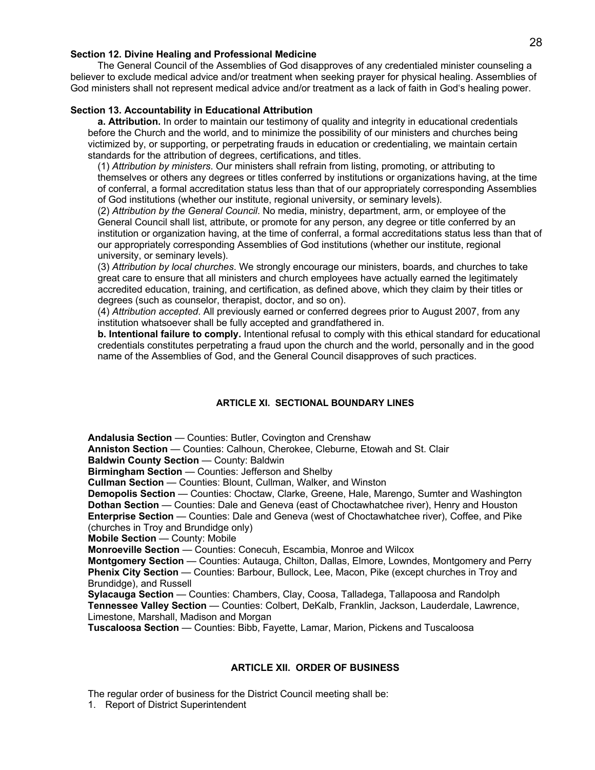**Section 12. Divine Healing and Professional Medicine**

The General Council of the Assemblies of God disapproves of any credentialed minister counseling a believer to exclude medical advice and/or treatment when seeking prayer for physical healing. Assemblies of God ministers shall not represent medical advice and/or treatment as a lack of faith in God's healing power.

**Section 13. Accountability in Educational Attribution**

**a. Attribution.** In order to maintain our testimony of quality and integrity in educational credentials before the Church and the world, and to minimize the possibility of our ministers and churches being victimized by, or supporting, or perpetrating frauds in education or credentialing, we maintain certain standards for the attribution of degrees, certifications, and titles.

(1) *Attribution by ministers*. Our ministers shall refrain from listing, promoting, or attributing to themselves or others any degrees or titles conferred by institutions or organizations having, at the time of conferral, a formal accreditation status less than that of our appropriately corresponding Assemblies of God institutions (whether our institute, regional university, or seminary levels).

(2) *Attribution by the General Council*. No media, ministry, department, arm, or employee of the General Council shall list, attribute, or promote for any person, any degree or title conferred by an institution or organization having, at the time of conferral, a formal accreditations status less than that of our appropriately corresponding Assemblies of God institutions (whether our institute, regional university, or seminary levels).

(3) *Attribution by local churches*. We strongly encourage our ministers, boards, and churches to take great care to ensure that all ministers and church employees have actually earned the legitimately accredited education, training, and certification, as defined above, which they claim by their titles or degrees (such as counselor, therapist, doctor, and so on).

(4) *Attribution accepted*. All previously earned or conferred degrees prior to August 2007, from any institution whatsoever shall be fully accepted and grandfathered in.

**b. Intentional failure to comply.** Intentional refusal to comply with this ethical standard for educational credentials constitutes perpetrating a fraud upon the church and the world, personally and in the good name of the Assemblies of God, and the General Council disapproves of such practices.

## ARTICLE XI. SECTIONAL BOUNDARY LINES

**Andalusia Section** — Counties: Butler, Covington and Crenshaw
**Anniston Section** — Counties: Calhoun, Cherokee, Cleburne, Etowah and St. Clair
**Baldwin County Section** — County: Baldwin
**Birmingham Section** — Counties: Jefferson and Shelby
**Cullman Section** — Counties: Blount, Cullman, Walker, and Winston
**Demopolis Section** — Counties: Choctaw, Clarke, Greene, Hale, Marengo, Sumter and Washington
**Dothan Section** — Counties: Dale and Geneva (east of Choctawhatchee river), Henry and Houston
**Enterprise Section** — Counties: Dale and Geneva (west of Choctawhatchee river), Coffee, and Pike (churches in Troy and Brundidge only)
**Mobile Section** — County: Mobile
**Monroeville Section** — Counties: Conecuh, Escambia, Monroe and Wilcox
**Montgomery Section** — Counties: Autauga, Chilton, Dallas, Elmore, Lowndes, Montgomery and Perry
**Phenix City Section** — Counties: Barbour, Bullock, Lee, Macon, Pike (except churches in Troy and Brundidge), and Russell
**Sylacauga Section** — Counties: Chambers, Clay, Coosa, Talladega, Tallapoosa and Randolph
**Tennessee Valley Section** — Counties: Colbert, DeKalb, Franklin, Jackson, Lauderdale, Lawrence, Limestone, Marshall, Madison and Morgan
**Tuscaloosa Section** — Counties: Bibb, Fayette, Lamar, Marion, Pickens and Tuscaloosa

## ARTICLE XII. ORDER OF BUSINESS

The regular order of business for the District Council meeting shall be:

1. Report of District Superintendent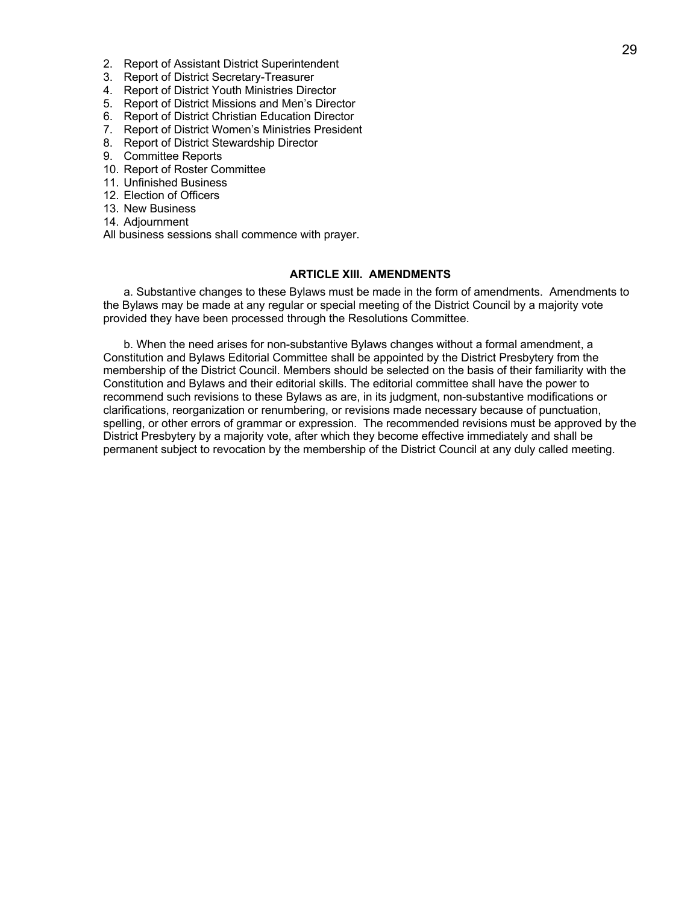2. Report of Assistant District Superintendent
3. Report of District Secretary-Treasurer
4. Report of District Youth Ministries Director
5. Report of District Missions and Men's Director
6. Report of District Christian Education Director
7. Report of District Women's Ministries President
8. Report of District Stewardship Director
9. Committee Reports
10. Report of Roster Committee
11. Unfinished Business
12. Election of Officers
13. New Business
14. Adjournment

All business sessions shall commence with prayer.

## ARTICLE XIII. AMENDMENTS

a. Substantive changes to these Bylaws must be made in the form of amendments. Amendments to the Bylaws may be made at any regular or special meeting of the District Council by a majority vote provided they have been processed through the Resolutions Committee.

b. When the need arises for non-substantive Bylaws changes without a formal amendment, a Constitution and Bylaws Editorial Committee shall be appointed by the District Presbytery from the membership of the District Council. Members should be selected on the basis of their familiarity with the Constitution and Bylaws and their editorial skills. The editorial committee shall have the power to recommend such revisions to these Bylaws as are, in its judgment, non-substantive modifications or clarifications, reorganization or renumbering, or revisions made necessary because of punctuation, spelling, or other errors of grammar or expression. The recommended revisions must be approved by the District Presbytery by a majority vote, after which they become effective immediately and shall be permanent subject to revocation by the membership of the District Council at any duly called meeting.